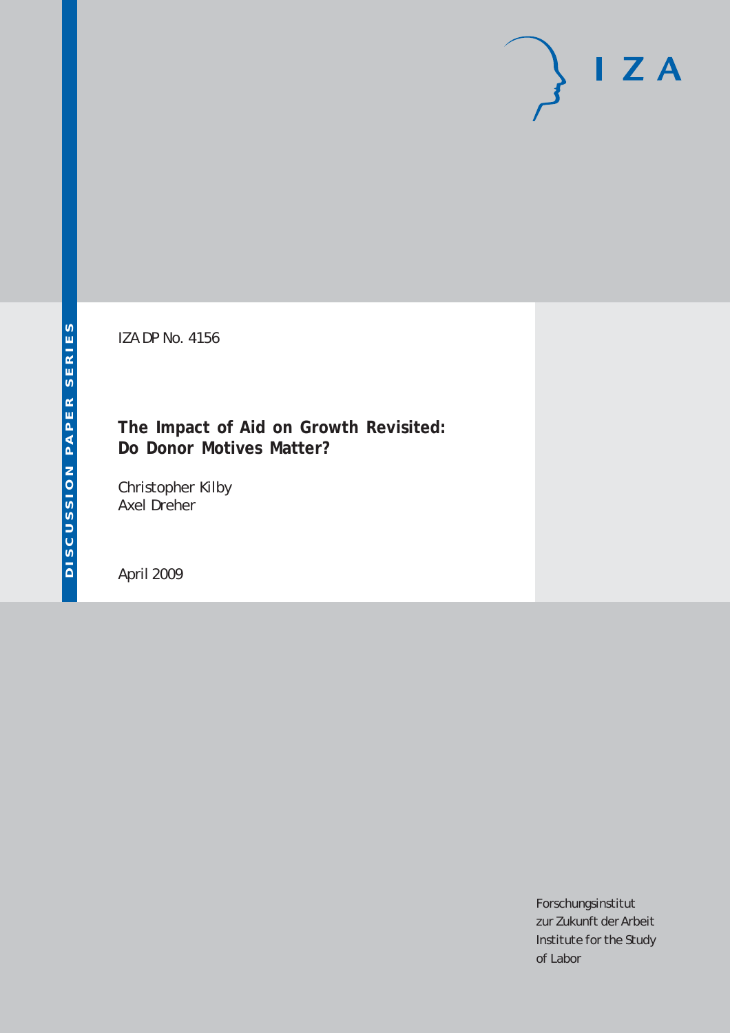DISCUSSION PAPER SERIES

IZA DP No. 4156

# The Impact of Aid on Growth Revisited: Do Donor Motives Matter?

Christopher Kilby
Axel Dreher

April 2009

Forschungsinstitut
zur Zukunft der Arbeit
Institute for the Study
of Labor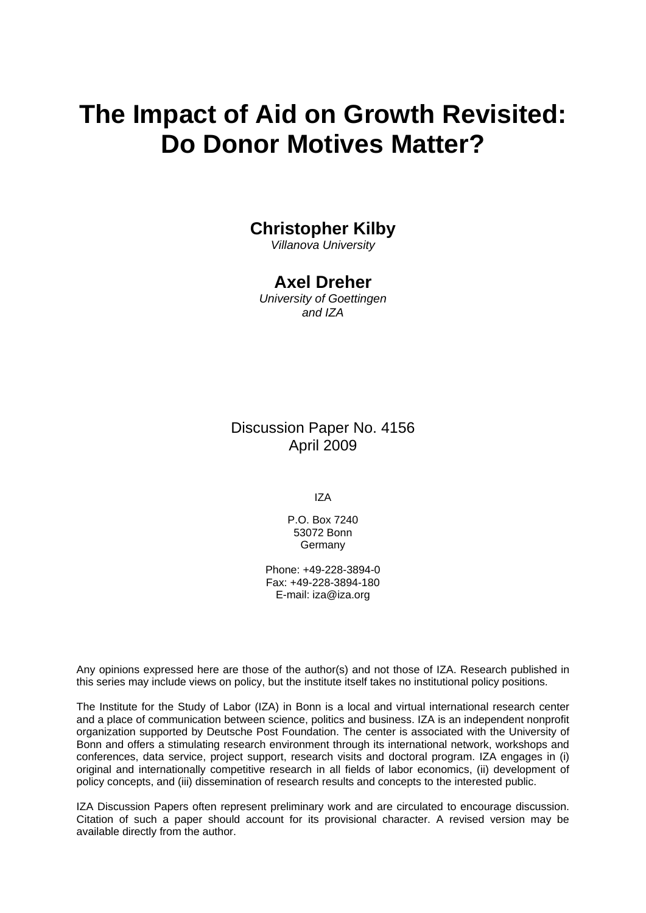# The Impact of Aid on Growth Revisited: Do Donor Motives Matter?

**Christopher Kilby**
*Villanova University*

**Axel Dreher**
*University of Goettingen and IZA*

Discussion Paper No. 4156
April 2009

IZA

P.O. Box 7240
53072 Bonn
Germany

Phone: +49-228-3894-0
Fax: +49-228-3894-180
E-mail: iza@iza.org

Any opinions expressed here are those of the author(s) and not those of IZA. Research published in this series may include views on policy, but the institute itself takes no institutional policy positions.

The Institute for the Study of Labor (IZA) in Bonn is a local and virtual international research center and a place of communication between science, politics and business. IZA is an independent nonprofit organization supported by Deutsche Post Foundation. The center is associated with the University of Bonn and offers a stimulating research environment through its international network, workshops and conferences, data service, project support, research visits and doctoral program. IZA engages in (i) original and internationally competitive research in all fields of labor economics, (ii) development of policy concepts, and (iii) dissemination of research results and concepts to the interested public.

IZA Discussion Papers often represent preliminary work and are circulated to encourage discussion. Citation of such a paper should account for its provisional character. A revised version may be available directly from the author.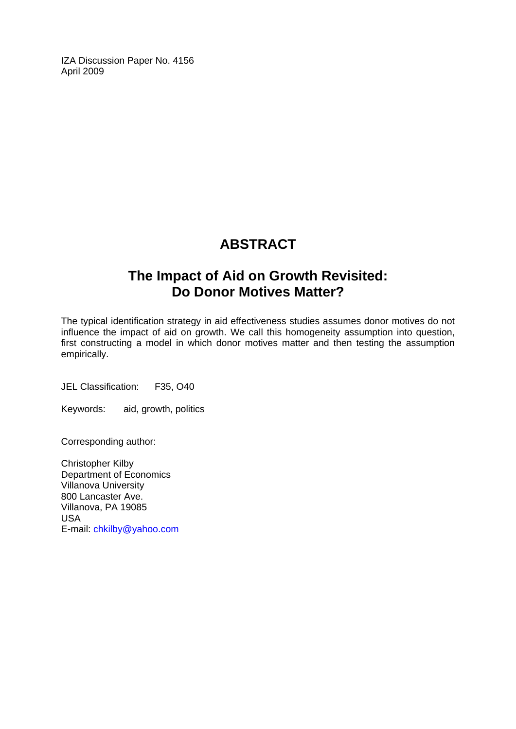IZA Discussion Paper No. 4156
April 2009

# ABSTRACT

## The Impact of Aid on Growth Revisited: Do Donor Motives Matter?

The typical identification strategy in aid effectiveness studies assumes donor motives do not influence the impact of aid on growth. We call this homogeneity assumption into question, first constructing a model in which donor motives matter and then testing the assumption empirically.

JEL Classification: F35, O40

Keywords: aid, growth, politics

Corresponding author:

Christopher Kilby
Department of Economics
Villanova University
800 Lancaster Ave.
Villanova, PA 19085
USA
E-mail: chkilby@yahoo.com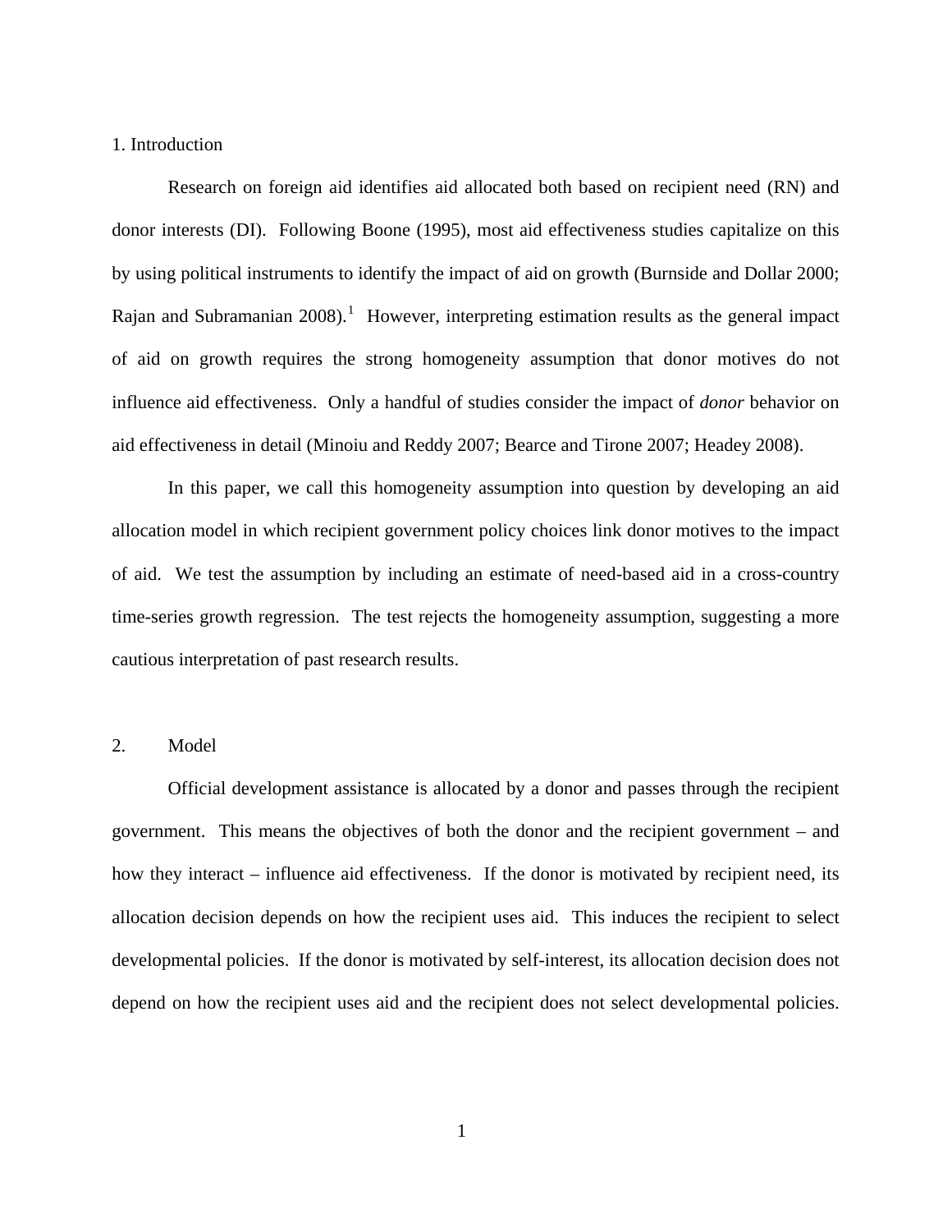## 1. Introduction

Research on foreign aid identifies aid allocated both based on recipient need (RN) and donor interests (DI). Following Boone (1995), most aid effectiveness studies capitalize on this by using political instruments to identify the impact of aid on growth (Burnside and Dollar 2000; Rajan and Subramanian 2008).[1] However, interpreting estimation results as the general impact of aid on growth requires the strong homogeneity assumption that donor motives do not influence aid effectiveness. Only a handful of studies consider the impact of *donor* behavior on aid effectiveness in detail (Minoiu and Reddy 2007; Bearce and Tirone 2007; Headey 2008).

In this paper, we call this homogeneity assumption into question by developing an aid allocation model in which recipient government policy choices link donor motives to the impact of aid. We test the assumption by including an estimate of need-based aid in a cross-country time-series growth regression. The test rejects the homogeneity assumption, suggesting a more cautious interpretation of past research results.

## 2. Model

Official development assistance is allocated by a donor and passes through the recipient government. This means the objectives of both the donor and the recipient government – and how they interact – influence aid effectiveness. If the donor is motivated by recipient need, its allocation decision depends on how the recipient uses aid. This induces the recipient to select developmental policies. If the donor is motivated by self-interest, its allocation decision does not depend on how the recipient uses aid and the recipient does not select developmental policies.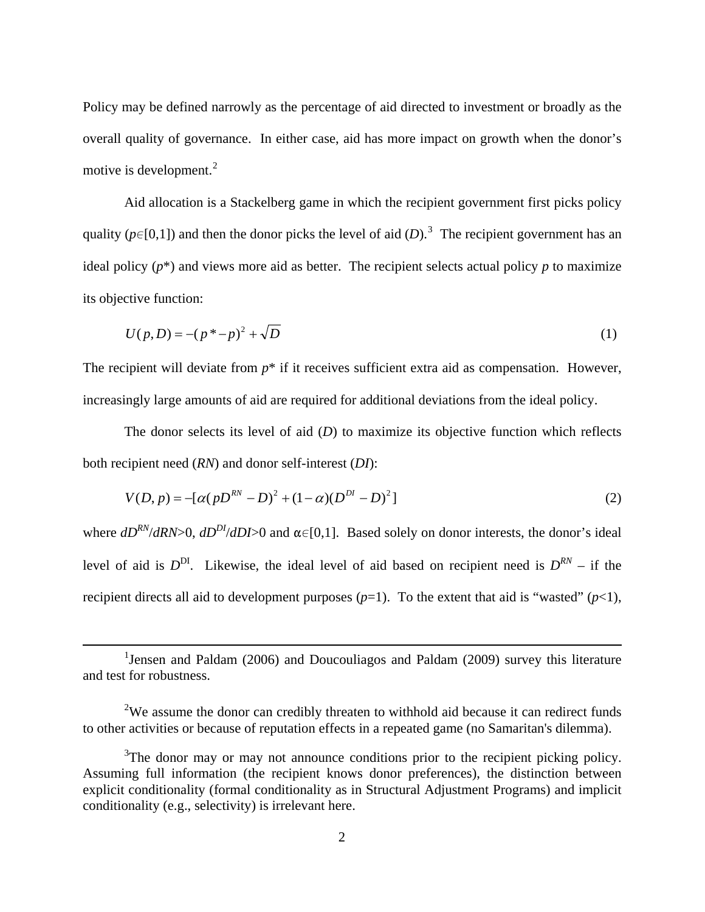Policy may be defined narrowly as the percentage of aid directed to investment or broadly as the overall quality of governance. In either case, aid has more impact on growth when the donor's motive is development.[2]

Aid allocation is a Stackelberg game in which the recipient government first picks policy quality ($p \in [0,1]$) and then the donor picks the level of aid ($D$).[3] The recipient government has an ideal policy ($p^*$) and views more aid as better. The recipient selects actual policy $p$ to maximize its objective function:

$$U(p,D) = -(p^* - p)^2 + \sqrt{D} \tag{1}$$

The recipient will deviate from $p^*$ if it receives sufficient extra aid as compensation. However, increasingly large amounts of aid are required for additional deviations from the ideal policy.

The donor selects its level of aid ($D$) to maximize its objective function which reflects both recipient need ($RN$) and donor self-interest ($DI$):

$$V(D,p) = -[\alpha(pD^{RN} - D)^2 + (1-\alpha)(D^{DI} - D)^2] \tag{2}$$

where $dD^{RN}/dRN > 0$, $dD^{DI}/dDI > 0$ and $\alpha \in [0,1]$. Based solely on donor interests, the donor's ideal level of aid is $D^{DI}$. Likewise, the ideal level of aid based on recipient need is $D^{RN}$ – if the recipient directs all aid to development purposes ($p=1$). To the extent that aid is "wasted" ($p<1$),

---

[1] Jensen and Paldam (2006) and Doucouliagos and Paldam (2009) survey this literature and test for robustness.

[2] We assume the donor can credibly threaten to withhold aid because it can redirect funds to other activities or because of reputation effects in a repeated game (no Samaritan's dilemma).

[3] The donor may or may not announce conditions prior to the recipient picking policy. Assuming full information (the recipient knows donor preferences), the distinction between explicit conditionality (formal conditionality as in Structural Adjustment Programs) and implicit conditionality (e.g., selectivity) is irrelevant here.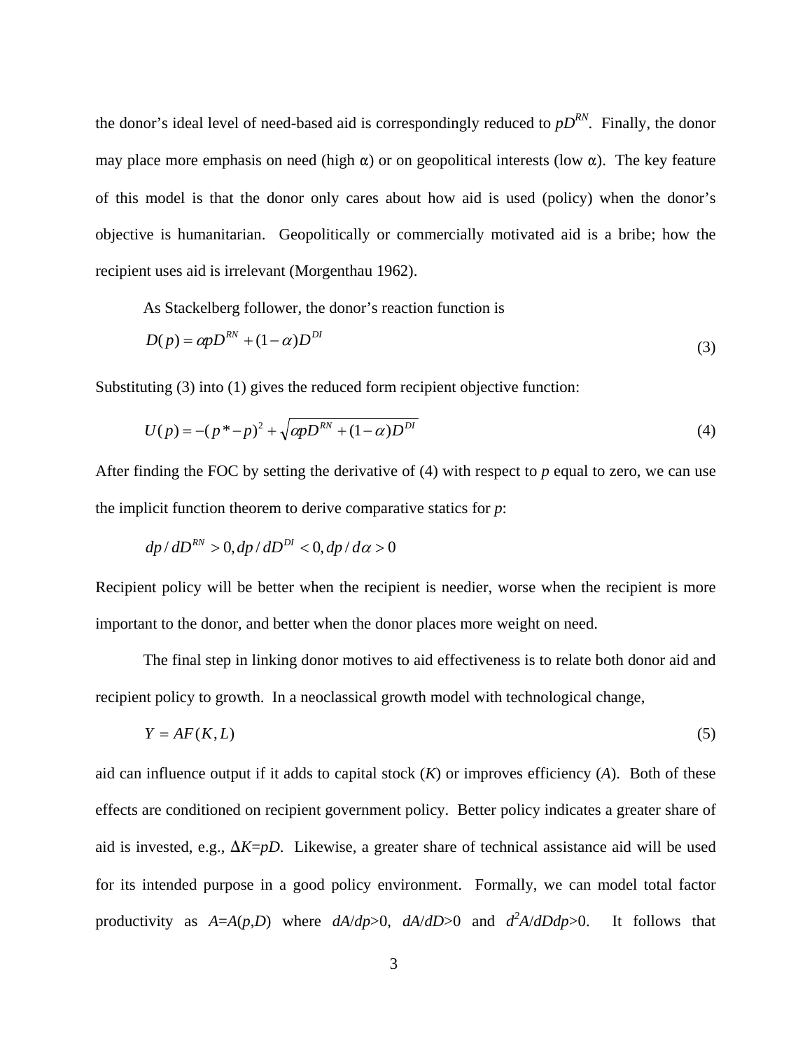the donor's ideal level of need-based aid is correspondingly reduced to $pD^{RN}$. Finally, the donor may place more emphasis on need (high α) or on geopolitical interests (low α). The key feature of this model is that the donor only cares about how aid is used (policy) when the donor's objective is humanitarian. Geopolitically or commercially motivated aid is a bribe; how the recipient uses aid is irrelevant (Morgenthau 1962).

As Stackelberg follower, the donor's reaction function is

$$D(p) = \alpha p D^{RN} + (1-\alpha) D^{DI} \tag{3}$$

Substituting (3) into (1) gives the reduced form recipient objective function:

$$U(p) = -(p^* - p)^2 + \sqrt{\alpha p D^{RN} + (1-\alpha) D^{DI}} \tag{4}$$

After finding the FOC by setting the derivative of (4) with respect to *p* equal to zero, we can use the implicit function theorem to derive comparative statics for *p*:

$$dp / dD^{RN} > 0, dp / dD^{DI} < 0, dp / d\alpha > 0$$

Recipient policy will be better when the recipient is needier, worse when the recipient is more important to the donor, and better when the donor places more weight on need.

The final step in linking donor motives to aid effectiveness is to relate both donor aid and recipient policy to growth. In a neoclassical growth model with technological change,

$$Y = AF(K, L) \tag{5}$$

aid can influence output if it adds to capital stock ($K$) or improves efficiency ($A$). Both of these effects are conditioned on recipient government policy. Better policy indicates a greater share of aid is invested, e.g., $\Delta K = pD$. Likewise, a greater share of technical assistance aid will be used for its intended purpose in a good policy environment. Formally, we can model total factor productivity as $A = A(p, D)$ where $dA/dp > 0$, $dA/dD > 0$ and $d^2A/dDdp > 0$. It follows that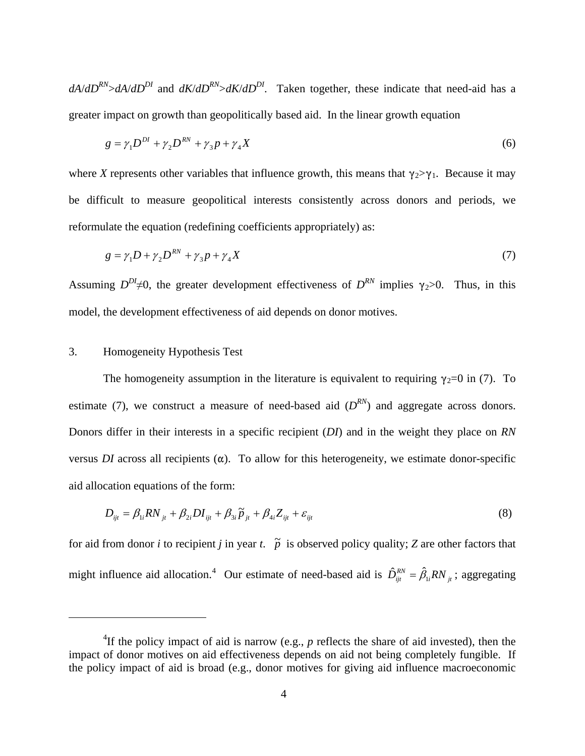$dA/dD^{RN} > dA/dD^{DI}$ and $dK/dD^{RN} > dK/dD^{DI}$. Taken together, these indicate that need-aid has a greater impact on growth than geopolitically based aid. In the linear growth equation

$$g = \gamma_1 D^{DI} + \gamma_2 D^{RN} + \gamma_3 p + \gamma_4 X \tag{6}$$

where $X$ represents other variables that influence growth, this means that $\gamma_2 > \gamma_1$. Because it may be difficult to measure geopolitical interests consistently across donors and periods, we reformulate the equation (redefining coefficients appropriately) as:

$$g = \gamma_1 D + \gamma_2 D^{RN} + \gamma_3 p + \gamma_4 X \tag{7}$$

Assuming $D^{DI} \neq 0$, the greater development effectiveness of $D^{RN}$ implies $\gamma_2 > 0$. Thus, in this model, the development effectiveness of aid depends on donor motives.

## 3. Homogeneity Hypothesis Test

The homogeneity assumption in the literature is equivalent to requiring $\gamma_2 = 0$ in (7). To estimate (7), we construct a measure of need-based aid ($D^{RN}$) and aggregate across donors. Donors differ in their interests in a specific recipient ($DI$) and in the weight they place on $RN$ versus $DI$ across all recipients ($\alpha$). To allow for this heterogeneity, we estimate donor-specific aid allocation equations of the form:

$$D_{ijt} = \beta_{1i} RN_{jt} + \beta_{2i} DI_{ijt} + \beta_{3i} \tilde{p}_{jt} + \beta_{4i} Z_{ijt} + \varepsilon_{ijt} \tag{8}$$

for aid from donor $i$ to recipient $j$ in year $t$. $\tilde{p}$ is observed policy quality; $Z$ are other factors that might influence aid allocation.[4] Our estimate of need-based aid is $\hat{D}^{RN}_{ijt} = \hat{\beta}_{1i} RN_{jt}$; aggregating

---

[4] If the policy impact of aid is narrow (e.g., $p$ reflects the share of aid invested), then the impact of donor motives on aid effectiveness depends on aid not being completely fungible. If the policy impact of aid is broad (e.g., donor motives for giving aid influence macroeconomic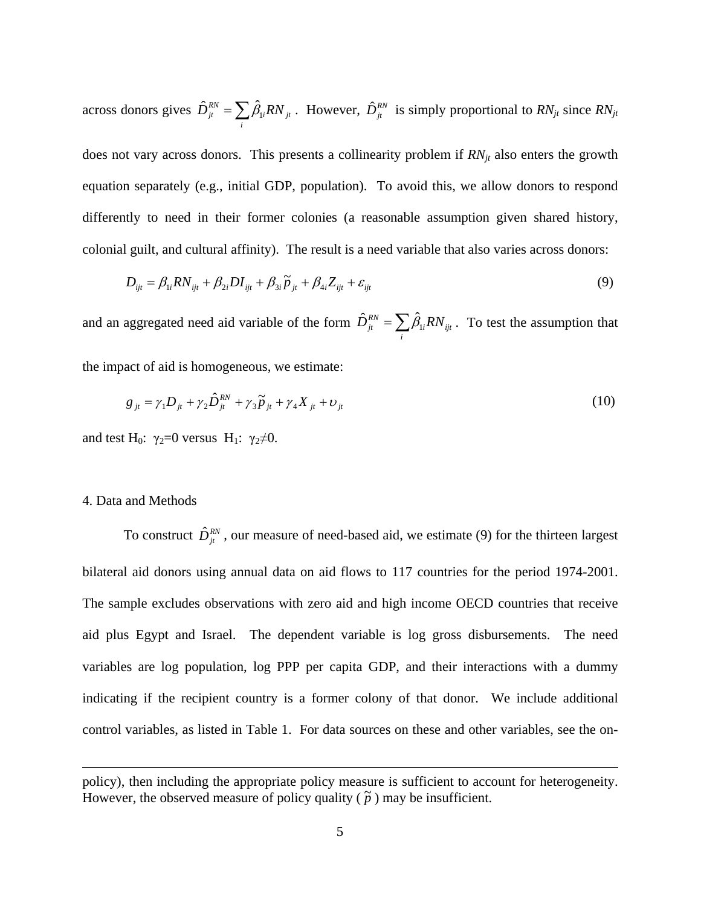across donors gives $\hat{D}_{jt}^{RN} = \sum_i \hat{\beta}_{1i} RN_{jt}$. However, $\hat{D}_{jt}^{RN}$ is simply proportional to $RN_{jt}$ since $RN_{jt}$ does not vary across donors. This presents a collinearity problem if $RN_{jt}$ also enters the growth equation separately (e.g., initial GDP, population). To avoid this, we allow donors to respond differently to need in their former colonies (a reasonable assumption given shared history, colonial guilt, and cultural affinity). The result is a need variable that also varies across donors:

$$D_{ijt} = \beta_{1i} RN_{ijt} + \beta_{2i} DI_{ijt} + \beta_{3i} \tilde{p}_{jt} + \beta_{4i} Z_{ijt} + \varepsilon_{ijt} \tag{9}$$

and an aggregated need aid variable of the form $\hat{D}_{jt}^{RN} = \sum_i \hat{\beta}_{1i} RN_{ijt}$. To test the assumption that the impact of aid is homogeneous, we estimate:

$$g_{jt} = \gamma_1 D_{jt} + \gamma_2 \hat{D}_{jt}^{RN} + \gamma_3 \tilde{p}_{jt} + \gamma_4 X_{jt} + \upsilon_{jt} \tag{10}$$

and test $H_0$: $\gamma_2 = 0$ versus $H_1$: $\gamma_2 \neq 0$.

## 4. Data and Methods

To construct $\hat{D}_{jt}^{RN}$, our measure of need-based aid, we estimate (9) for the thirteen largest bilateral aid donors using annual data on aid flows to 117 countries for the period 1974-2001. The sample excludes observations with zero aid and high income OECD countries that receive aid plus Egypt and Israel. The dependent variable is log gross disbursements. The need variables are log population, log PPP per capita GDP, and their interactions with a dummy indicating if the recipient country is a former colony of that donor. We include additional control variables, as listed in Table 1. For data sources on these and other variables, see the on-

---

policy), then including the appropriate policy measure is sufficient to account for heterogeneity. However, the observed measure of policy quality ($\tilde{p}$) may be insufficient.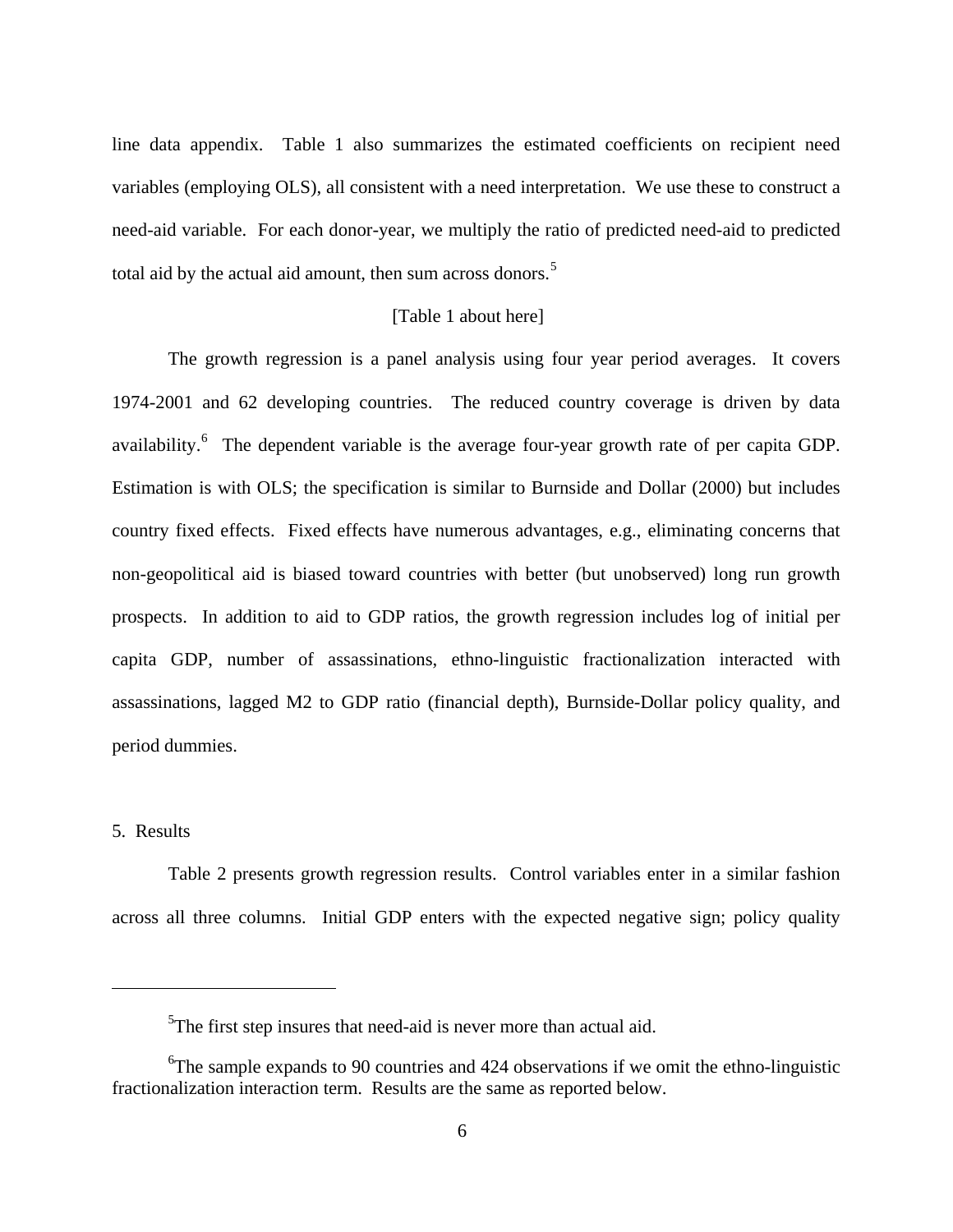line data appendix. Table 1 also summarizes the estimated coefficients on recipient need variables (employing OLS), all consistent with a need interpretation. We use these to construct a need-aid variable. For each donor-year, we multiply the ratio of predicted need-aid to predicted total aid by the actual aid amount, then sum across donors.[5]

[Table 1 about here]

The growth regression is a panel analysis using four year period averages. It covers 1974-2001 and 62 developing countries. The reduced country coverage is driven by data availability.[6] The dependent variable is the average four-year growth rate of per capita GDP. Estimation is with OLS; the specification is similar to Burnside and Dollar (2000) but includes country fixed effects. Fixed effects have numerous advantages, e.g., eliminating concerns that non-geopolitical aid is biased toward countries with better (but unobserved) long run growth prospects. In addition to aid to GDP ratios, the growth regression includes log of initial per capita GDP, number of assassinations, ethno-linguistic fractionalization interacted with assassinations, lagged M2 to GDP ratio (financial depth), Burnside-Dollar policy quality, and period dummies.

## 5. Results

Table 2 presents growth regression results. Control variables enter in a similar fashion across all three columns. Initial GDP enters with the expected negative sign; policy quality

---

[5] The first step insures that need-aid is never more than actual aid.

[6] The sample expands to 90 countries and 424 observations if we omit the ethno-linguistic fractionalization interaction term. Results are the same as reported below.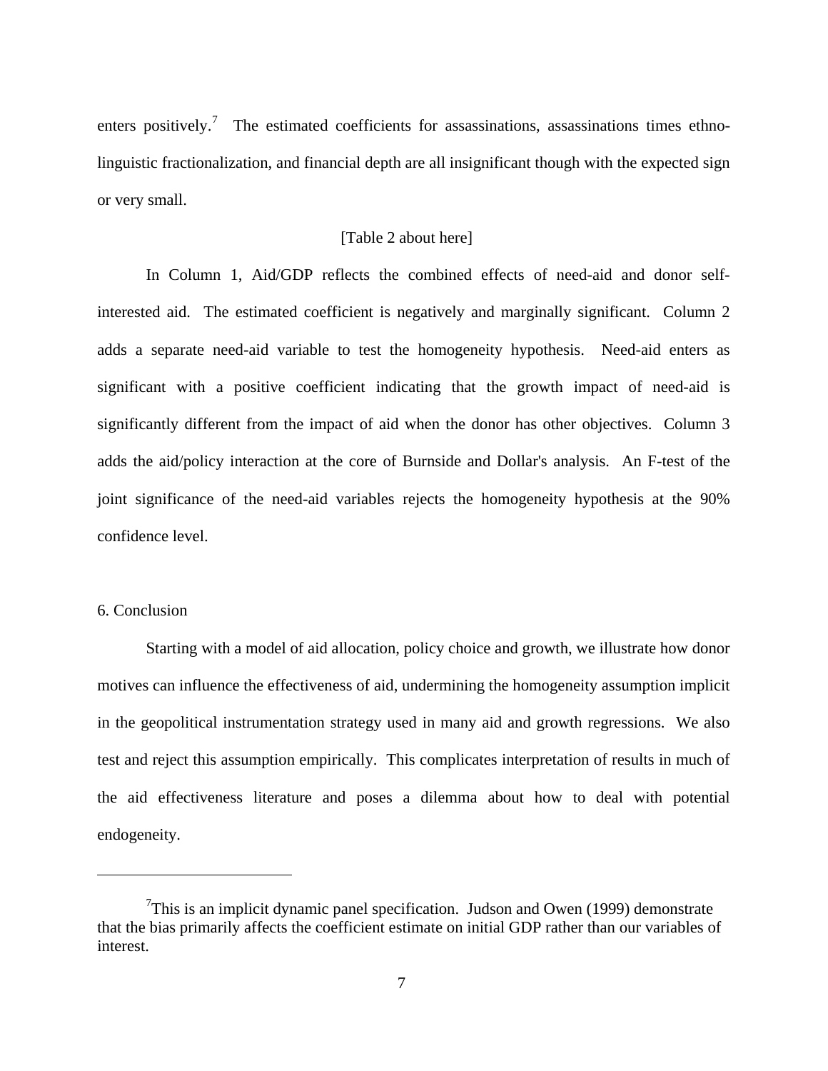enters positively.[7] The estimated coefficients for assassinations, assassinations times ethno-linguistic fractionalization, and financial depth are all insignificant though with the expected sign or very small.

[Table 2 about here]

In Column 1, Aid/GDP reflects the combined effects of need-aid and donor self-interested aid. The estimated coefficient is negatively and marginally significant. Column 2 adds a separate need-aid variable to test the homogeneity hypothesis. Need-aid enters as significant with a positive coefficient indicating that the growth impact of need-aid is significantly different from the impact of aid when the donor has other objectives. Column 3 adds the aid/policy interaction at the core of Burnside and Dollar's analysis. An F-test of the joint significance of the need-aid variables rejects the homogeneity hypothesis at the 90% confidence level.

## 6. Conclusion

Starting with a model of aid allocation, policy choice and growth, we illustrate how donor motives can influence the effectiveness of aid, undermining the homogeneity assumption implicit in the geopolitical instrumentation strategy used in many aid and growth regressions. We also test and reject this assumption empirically. This complicates interpretation of results in much of the aid effectiveness literature and poses a dilemma about how to deal with potential endogeneity.

---

[7] This is an implicit dynamic panel specification. Judson and Owen (1999) demonstrate that the bias primarily affects the coefficient estimate on initial GDP rather than our variables of interest.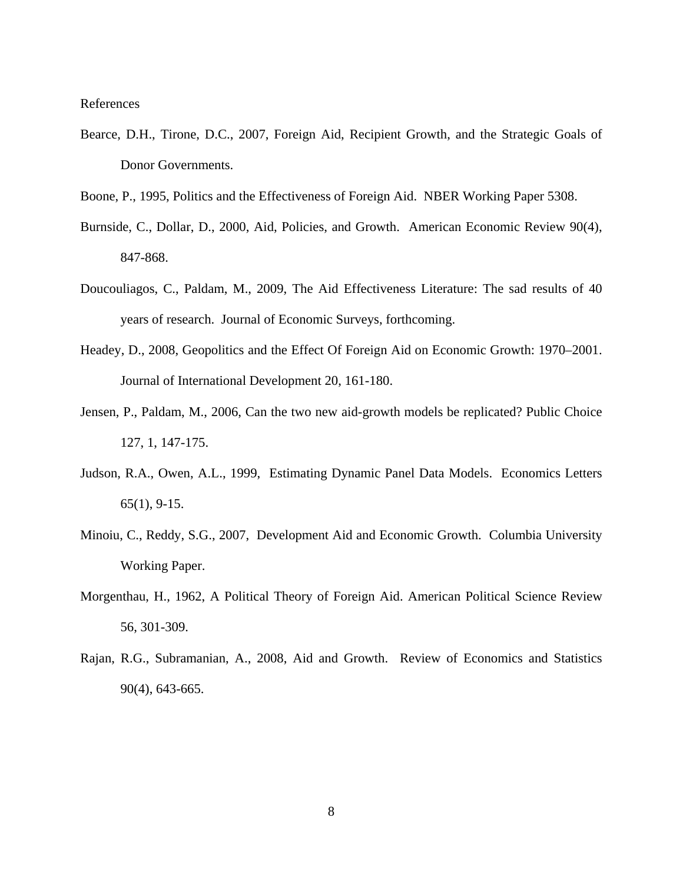## References

Bearce, D.H., Tirone, D.C., 2007, Foreign Aid, Recipient Growth, and the Strategic Goals of Donor Governments.

Boone, P., 1995, Politics and the Effectiveness of Foreign Aid. NBER Working Paper 5308.

Burnside, C., Dollar, D., 2000, Aid, Policies, and Growth. American Economic Review 90(4), 847-868.

Doucouliagos, C., Paldam, M., 2009, The Aid Effectiveness Literature: The sad results of 40 years of research. Journal of Economic Surveys, forthcoming.

Headey, D., 2008, Geopolitics and the Effect Of Foreign Aid on Economic Growth: 1970–2001. Journal of International Development 20, 161-180.

Jensen, P., Paldam, M., 2006, Can the two new aid-growth models be replicated? Public Choice 127, 1, 147-175.

Judson, R.A., Owen, A.L., 1999, Estimating Dynamic Panel Data Models. Economics Letters 65(1), 9-15.

Minoiu, C., Reddy, S.G., 2007, Development Aid and Economic Growth. Columbia University Working Paper.

Morgenthau, H., 1962, A Political Theory of Foreign Aid. American Political Science Review 56, 301-309.

Rajan, R.G., Subramanian, A., 2008, Aid and Growth. Review of Economics and Statistics 90(4), 643-665.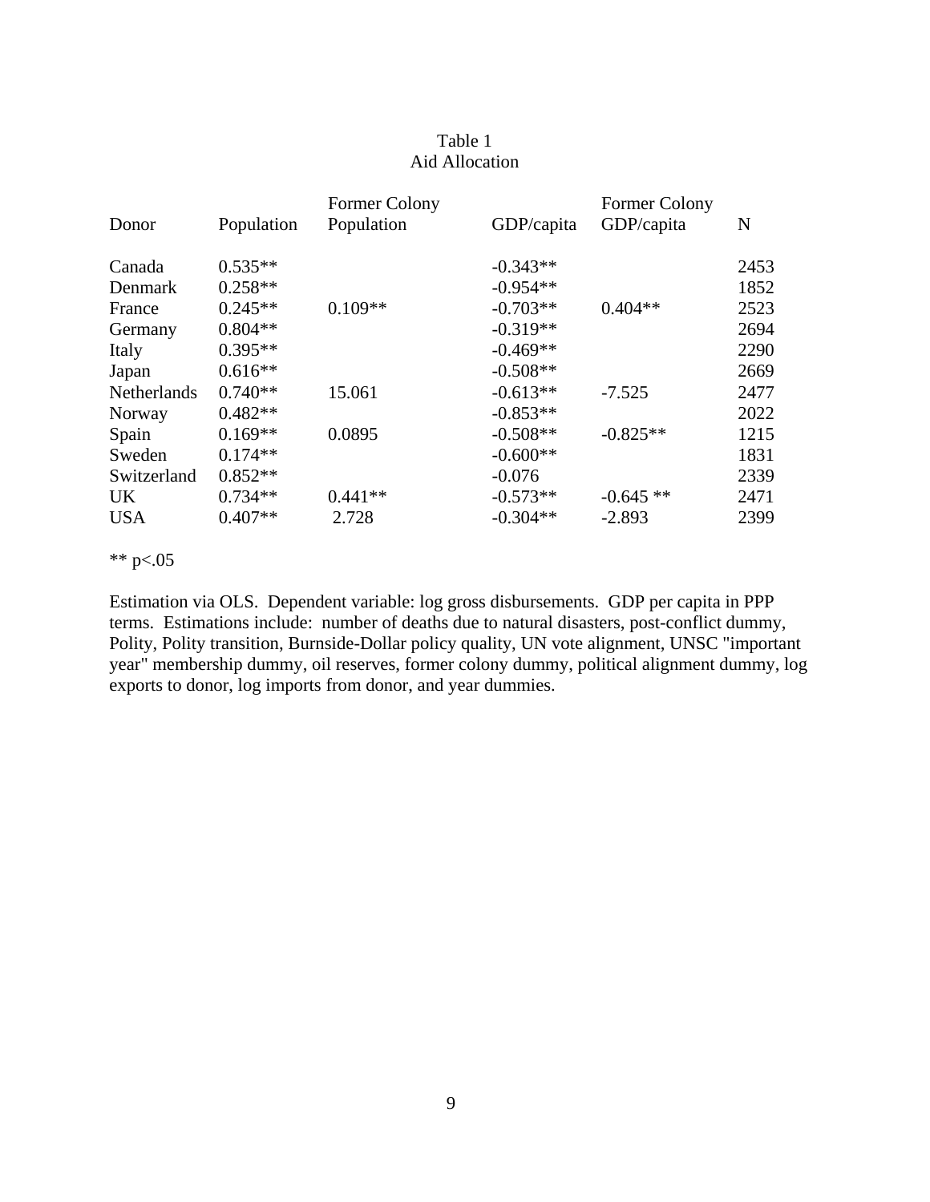Table 1
Aid Allocation

| Donor | Population | Former Colony Population | GDP/capita | Former Colony GDP/capita | N |
|---|---|---|---|---|---|
| Canada | 0.535** | | -0.343** | | 2453 |
| Denmark | 0.258** | | -0.954** | | 1852 |
| France | 0.245** | 0.109** | -0.703** | 0.404** | 2523 |
| Germany | 0.804** | | -0.319** | | 2694 |
| Italy | 0.395** | | -0.469** | | 2290 |
| Japan | 0.616** | | -0.508** | | 2669 |
| Netherlands | 0.740** | 15.061 | -0.613** | -7.525 | 2477 |
| Norway | 0.482** | | -0.853** | | 2022 |
| Spain | 0.169** | 0.0895 | -0.508** | -0.825** | 1215 |
| Sweden | 0.174** | | -0.600** | | 1831 |
| Switzerland | 0.852** | | -0.076 | | 2339 |
| UK | 0.734** | 0.441** | -0.573** | -0.645 ** | 2471 |
| USA | 0.407** | 2.728 | -0.304** | -2.893 | 2399 |

** $p<.05$

Estimation via OLS. Dependent variable: log gross disbursements. GDP per capita in PPP terms. Estimations include: number of deaths due to natural disasters, post-conflict dummy, Polity, Polity transition, Burnside-Dollar policy quality, UN vote alignment, UNSC "important year" membership dummy, oil reserves, former colony dummy, political alignment dummy, log exports to donor, log imports from donor, and year dummies.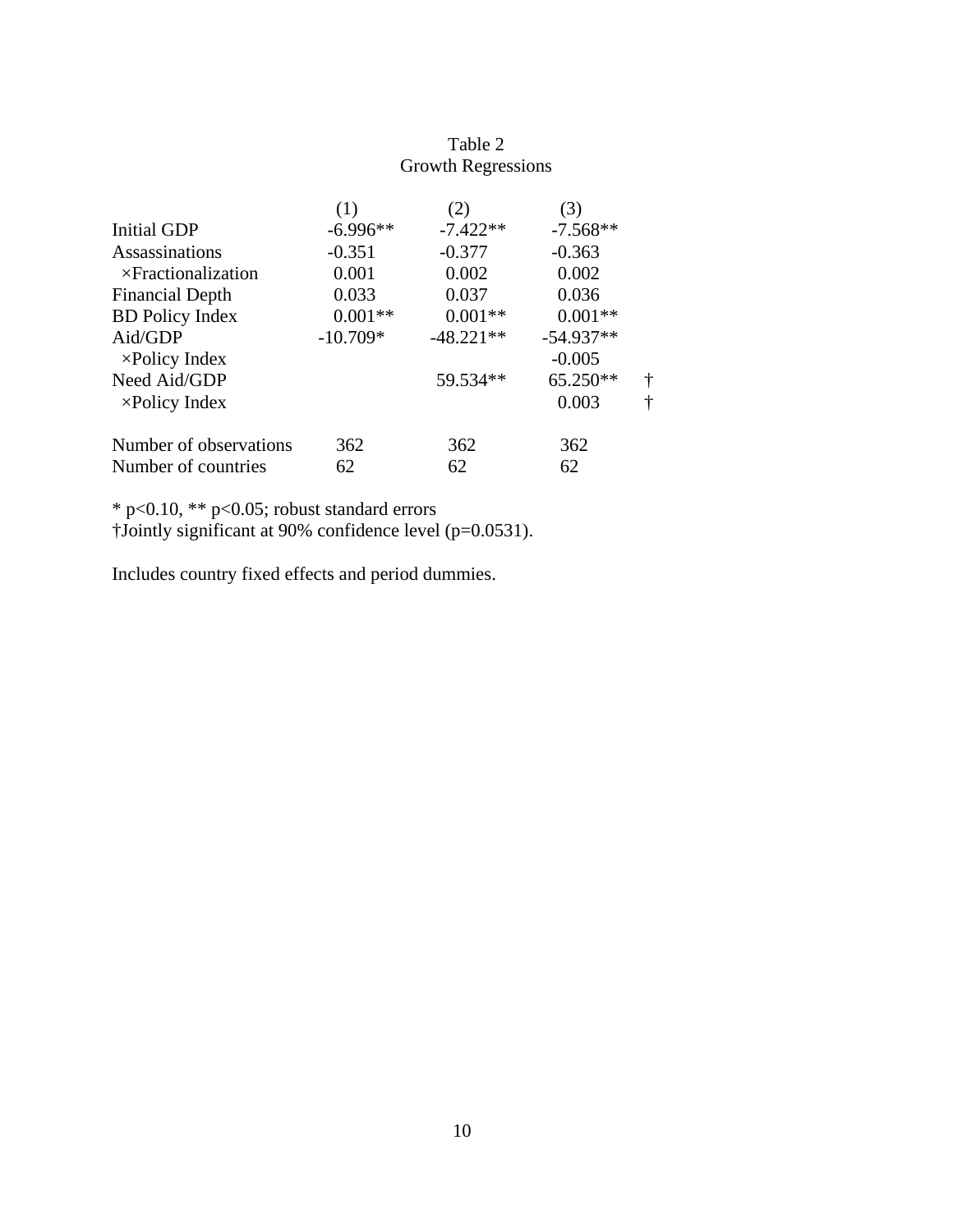Table 2
Growth Regressions

| | (1) | (2) | (3) | |
|---|---|---|---|---|
| Initial GDP | -6.996** | -7.422** | -7.568** | |
| Assassinations | -0.351 | -0.377 | -0.363 | |
| ×Fractionalization | 0.001 | 0.002 | 0.002 | |
| Financial Depth | 0.033 | 0.037 | 0.036 | |
| BD Policy Index | 0.001** | 0.001** | 0.001** | |
| Aid/GDP | -10.709* | -48.221** | -54.937** | |
| ×Policy Index | | | -0.005 | |
| Need Aid/GDP | | 59.534** | 65.250** | † |
| ×Policy Index | | | 0.003 | † |
| | | | | |
| Number of observations | 362 | 362 | 362 | |
| Number of countries | 62 | 62 | 62 | |

* $p<0.10$, ** $p<0.05$; robust standard errors
†Jointly significant at 90% confidence level ($p=0.0531$).

Includes country fixed effects and period dummies.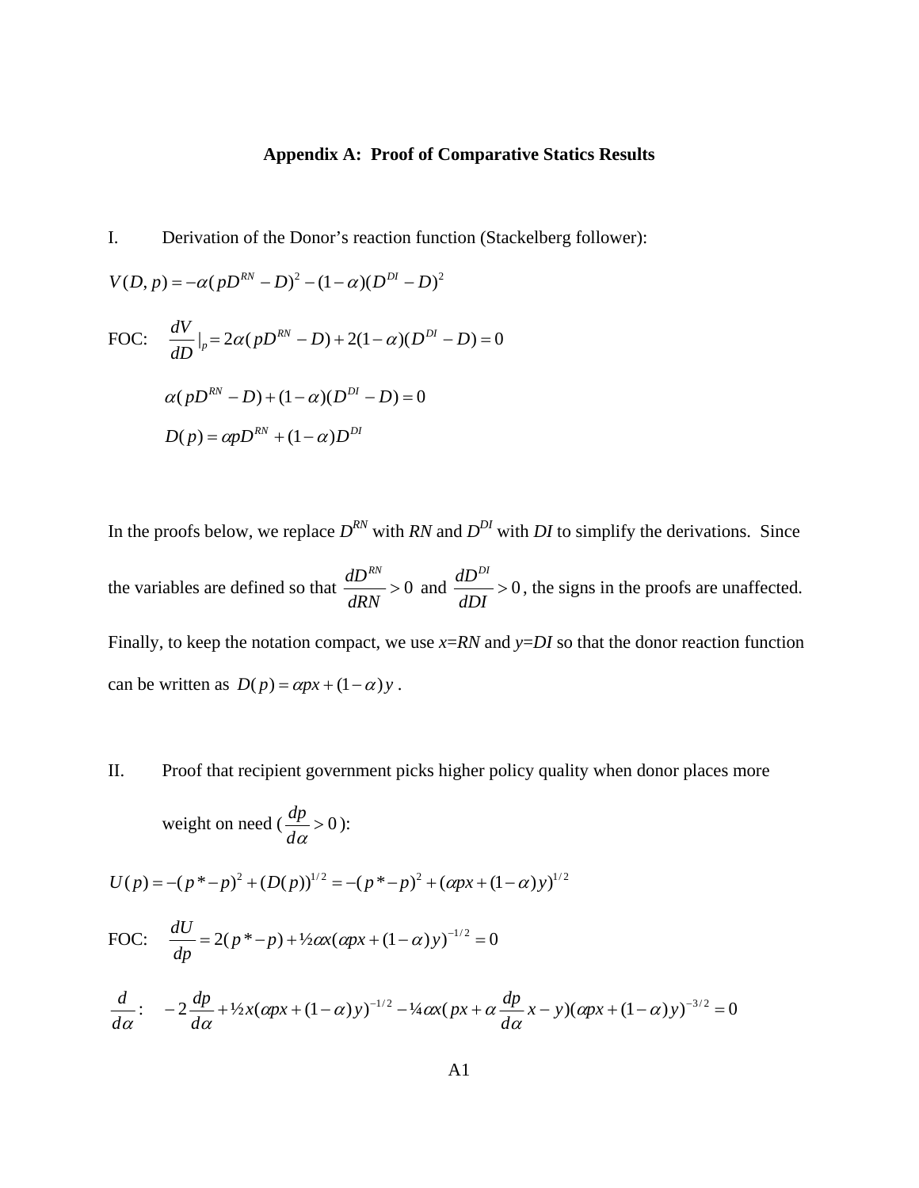## Appendix A: Proof of Comparative Statics Results

I. Derivation of the Donor's reaction function (Stackelberg follower):

$$V(D,p) = -\alpha(pD^{RN} - D)^2 - (1-\alpha)(D^{DI} - D)^2$$

FOC: $\dfrac{dV}{dD}\Big|_p = 2\alpha(pD^{RN} - D) + 2(1-\alpha)(D^{DI} - D) = 0$

$$\alpha(pD^{RN} - D) + (1-\alpha)(D^{DI} - D) = 0$$

$$D(p) = \alpha p D^{RN} + (1-\alpha)D^{DI}$$

In the proofs below, we replace $D^{RN}$ with *RN* and $D^{DI}$ with *DI* to simplify the derivations. Since the variables are defined so that $\dfrac{dD^{RN}}{dRN} > 0$ and $\dfrac{dD^{DI}}{dDI} > 0$, the signs in the proofs are unaffected. Finally, to keep the notation compact, we use $x$=*RN* and $y$=*DI* so that the donor reaction function can be written as $D(p) = \alpha p x + (1-\alpha)y$.

II. Proof that recipient government picks higher policy quality when donor places more weight on need ($\dfrac{dp}{d\alpha} > 0$):

$$U(p) = -(p^* - p)^2 + (D(p))^{1/2} = -(p^* - p)^2 + (\alpha p x + (1-\alpha)y)^{1/2}$$

FOC: $\dfrac{dU}{dp} = 2(p^* - p) + ½\alpha x(\alpha p x + (1-\alpha)y)^{-1/2} = 0$

$\dfrac{d}{d\alpha}$: $\quad -2\dfrac{dp}{d\alpha} + ½x(\alpha p x + (1-\alpha)y)^{-1/2} - ¼\alpha x(px + \alpha\dfrac{dp}{d\alpha}x - y)(\alpha p x + (1-\alpha)y)^{-3/2} = 0$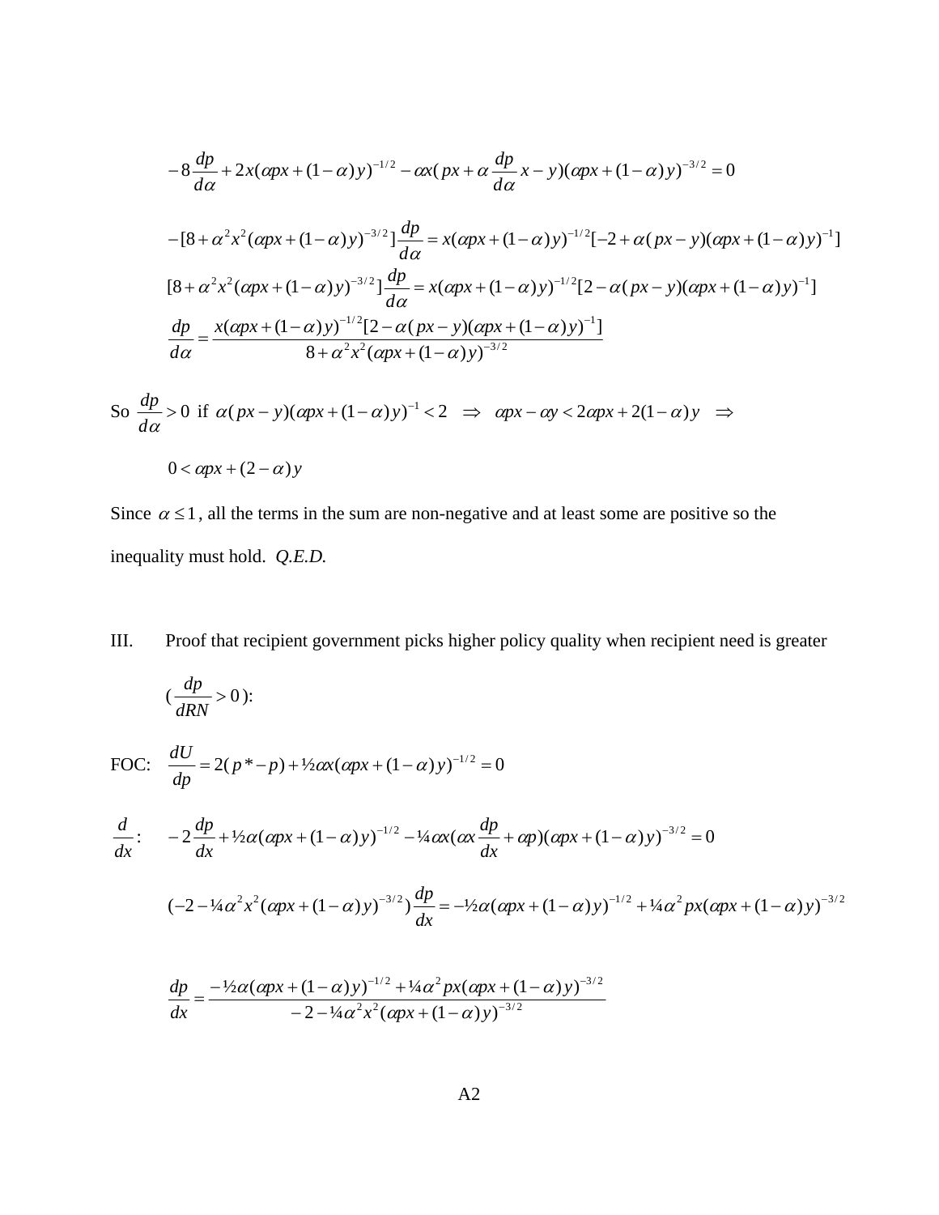$$-8\frac{dp}{d\alpha}+2x(\alpha px+(1-\alpha)y)^{-1/2}-\alpha x(px+\alpha\frac{dp}{d\alpha}x-y)(\alpha px+(1-\alpha)y)^{-3/2}=0$$

$$-[8+\alpha^2x^2(\alpha px+(1-\alpha)y)^{-3/2}]\frac{dp}{d\alpha}=x(\alpha px+(1-\alpha)y)^{-1/2}[-2+\alpha(px-y)(\alpha px+(1-\alpha)y)^{-1}]$$

$$[8+\alpha^2x^2(\alpha px+(1-\alpha)y)^{-3/2}]\frac{dp}{d\alpha}=x(\alpha px+(1-\alpha)y)^{-1/2}[2-\alpha(px-y)(\alpha px+(1-\alpha)y)^{-1}]$$

$$\frac{dp}{d\alpha}=\frac{x(\alpha px+(1-\alpha)y)^{-1/2}[2-\alpha(px-y)(\alpha px+(1-\alpha)y)^{-1}]}{8+\alpha^2x^2(\alpha px+(1-\alpha)y)^{-3/2}}$$

So $\frac{dp}{d\alpha}>0$ if $\alpha(px-y)(\alpha px+(1-\alpha)y)^{-1}<2 \;\Rightarrow\; \alpha px-\alpha y<2\alpha px+2(1-\alpha)y \;\Rightarrow$

$$0<\alpha px+(2-\alpha)y$$

Since $\alpha\leq 1$, all the terms in the sum are non-negative and at least some are positive so the inequality must hold. *Q.E.D.*

III. Proof that recipient government picks higher policy quality when recipient need is greater ($\frac{dp}{dRN}>0$):

FOC: $\frac{dU}{dp}=2(p^*-p)+½\alpha x(\alpha px+(1-\alpha)y)^{-1/2}=0$

$\frac{d}{dx}$: $$-2\frac{dp}{dx}+½\alpha(\alpha px+(1-\alpha)y)^{-1/2}-¼\alpha x(\alpha x\frac{dp}{dx}+\alpha p)(\alpha px+(1-\alpha)y)^{-3/2}=0$$

$$(-2-¼\alpha^2x^2(\alpha px+(1-\alpha)y)^{-3/2})\frac{dp}{dx}=-½\alpha(\alpha px+(1-\alpha)y)^{-1/2}+¼\alpha^2px(\alpha px+(1-\alpha)y)^{-3/2}$$

$$\frac{dp}{dx}=\frac{-½\alpha(\alpha px+(1-\alpha)y)^{-1/2}+¼\alpha^2px(\alpha px+(1-\alpha)y)^{-3/2}}{-2-¼\alpha^2x^2(\alpha px+(1-\alpha)y)^{-3/2}}$$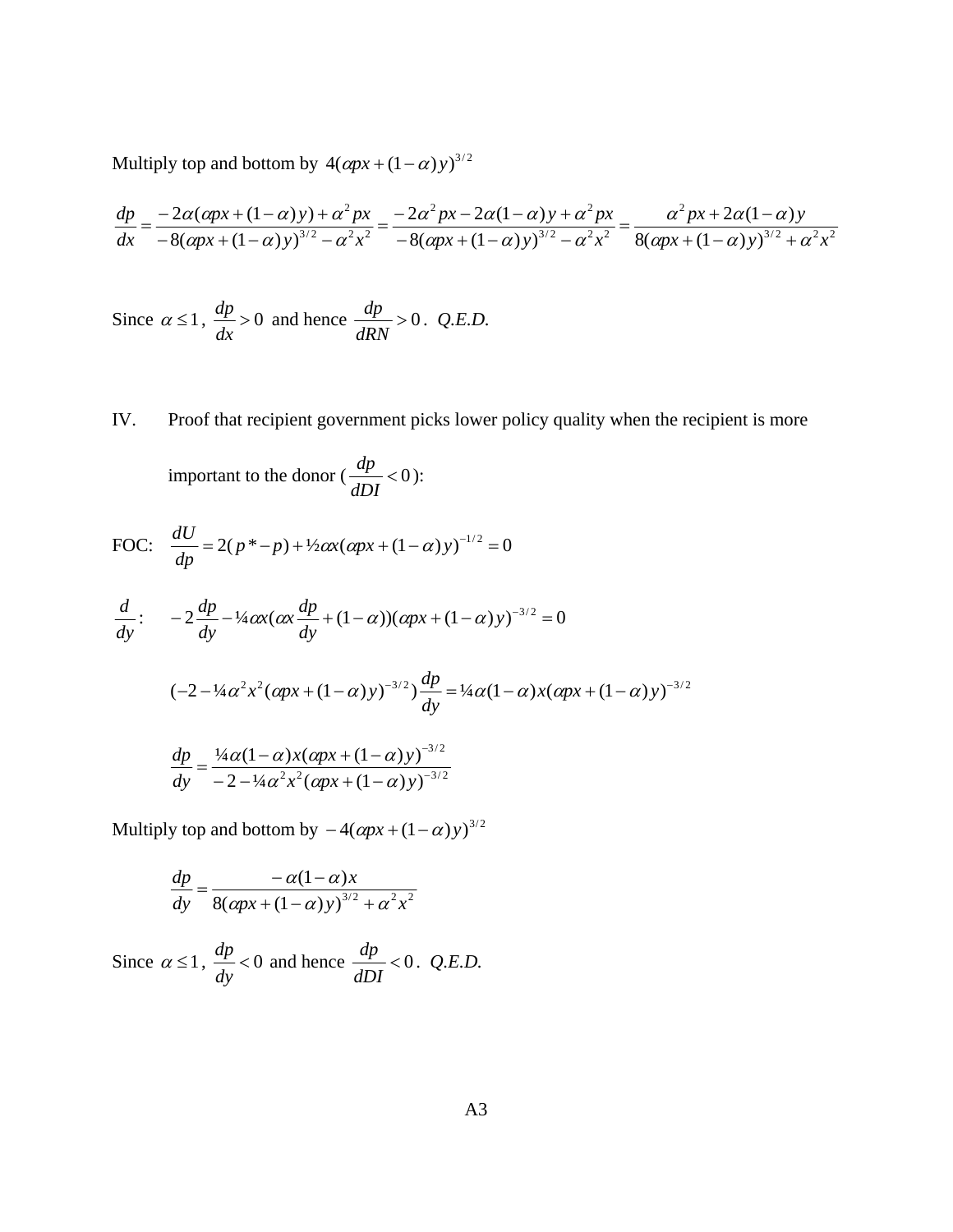Multiply top and bottom by $4(\alpha px+(1-\alpha)y)^{3/2}$

$$\frac{dp}{dx}=\frac{-2\alpha(\alpha px+(1-\alpha)y)+\alpha^2 px}{-8(\alpha px+(1-\alpha)y)^{3/2}-\alpha^2x^2}=\frac{-2\alpha^2 px-2\alpha(1-\alpha)y+\alpha^2 px}{-8(\alpha px+(1-\alpha)y)^{3/2}-\alpha^2x^2}=\frac{\alpha^2 px+2\alpha(1-\alpha)y}{8(\alpha px+(1-\alpha)y)^{3/2}+\alpha^2x^2}$$

Since $\alpha \leq 1$, $\frac{dp}{dx}>0$ and hence $\frac{dp}{dRN}>0$. *Q.E.D.*

IV. Proof that recipient government picks lower policy quality when the recipient is more important to the donor ($\frac{dp}{dDI}<0$):

FOC: $\frac{dU}{dp}=2(p^*-p)+½\alpha x(\alpha px+(1-\alpha)y)^{-1/2}=0$

$\frac{d}{dy}$: $\quad -2\frac{dp}{dy}-¼\alpha x(\alpha x\frac{dp}{dy}+(1-\alpha))(\alpha px+(1-\alpha)y)^{-3/2}=0$

$$(-2-¼\alpha^2x^2(\alpha px+(1-\alpha)y)^{-3/2})\frac{dp}{dy}=¼\alpha(1-\alpha)x(\alpha px+(1-\alpha)y)^{-3/2}$$

$$\frac{dp}{dy}=\frac{¼\alpha(1-\alpha)x(\alpha px+(1-\alpha)y)^{-3/2}}{-2-¼\alpha^2x^2(\alpha px+(1-\alpha)y)^{-3/2}}$$

Multiply top and bottom by $-4(\alpha px+(1-\alpha)y)^{3/2}$

$$\frac{dp}{dy}=\frac{-\alpha(1-\alpha)x}{8(\alpha px+(1-\alpha)y)^{3/2}+\alpha^2x^2}$$

Since $\alpha \leq 1$, $\frac{dp}{dy}<0$ and hence $\frac{dp}{dDI}<0$. *Q.E.D.*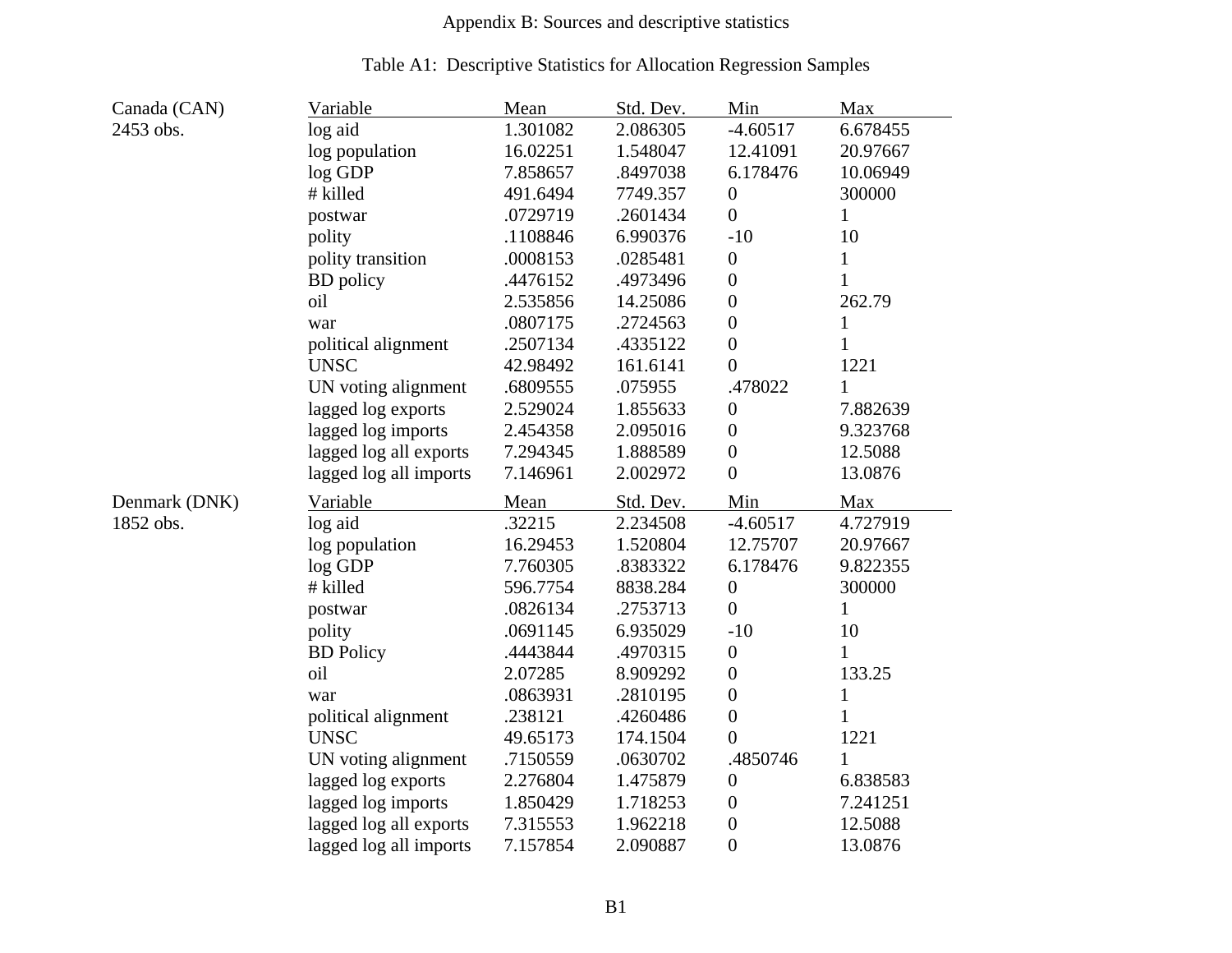# Appendix B: Sources and descriptive statistics

Table A1: Descriptive Statistics for Allocation Regression Samples

| | Variable | Mean | Std. Dev. | Min | Max |
|---|---|---|---|---|---|
| Canada (CAN) 2453 obs. | log aid | 1.301082 | 2.086305 | -4.60517 | 6.678455 |
| | log population | 16.02251 | 1.548047 | 12.41091 | 20.97667 |
| | log GDP | 7.858657 | .8497038 | 6.178476 | 10.06949 |
| | # killed | 491.6494 | 7749.357 | 0 | 300000 |
| | postwar | .0729719 | .2601434 | 0 | 1 |
| | polity | .1108846 | 6.990376 | -10 | 10 |
| | polity transition | .0008153 | .0285481 | 0 | 1 |
| | BD policy | .4476152 | .4973496 | 0 | 1 |
| | oil | 2.535856 | 14.25086 | 0 | 262.79 |
| | war | .0807175 | .2724563 | 0 | 1 |
| | political alignment | .2507134 | .4335122 | 0 | 1 |
| | UNSC | 42.98492 | 161.6141 | 0 | 1221 |
| | UN voting alignment | .6809555 | .075955 | .478022 | 1 |
| | lagged log exports | 2.529024 | 1.855633 | 0 | 7.882639 |
| | lagged log imports | 2.454358 | 2.095016 | 0 | 9.323768 |
| | lagged log all exports | 7.294345 | 1.888589 | 0 | 12.5088 |
| | lagged log all imports | 7.146961 | 2.002972 | 0 | 13.0876 |
| Denmark (DNK) 1852 obs. | log aid | .32215 | 2.234508 | -4.60517 | 4.727919 |
| | log population | 16.29453 | 1.520804 | 12.75707 | 20.97667 |
| | log GDP | 7.760305 | .8383322 | 6.178476 | 9.822355 |
| | # killed | 596.7754 | 8838.284 | 0 | 300000 |
| | postwar | .0826134 | .2753713 | 0 | 1 |
| | polity | .0691145 | 6.935029 | -10 | 10 |
| | BD Policy | .4443844 | .4970315 | 0 | 1 |
| | oil | 2.07285 | 8.909292 | 0 | 133.25 |
| | war | .0863931 | .2810195 | 0 | 1 |
| | political alignment | .238121 | .4260486 | 0 | 1 |
| | UNSC | 49.65173 | 174.1504 | 0 | 1221 |
| | UN voting alignment | .7150559 | .0630702 | .4850746 | 1 |
| | lagged log exports | 2.276804 | 1.475879 | 0 | 6.838583 |
| | lagged log imports | 1.850429 | 1.718253 | 0 | 7.241251 |
| | lagged log all exports | 7.315553 | 1.962218 | 0 | 12.5088 |
| | lagged log all imports | 7.157854 | 2.090887 | 0 | 13.0876 |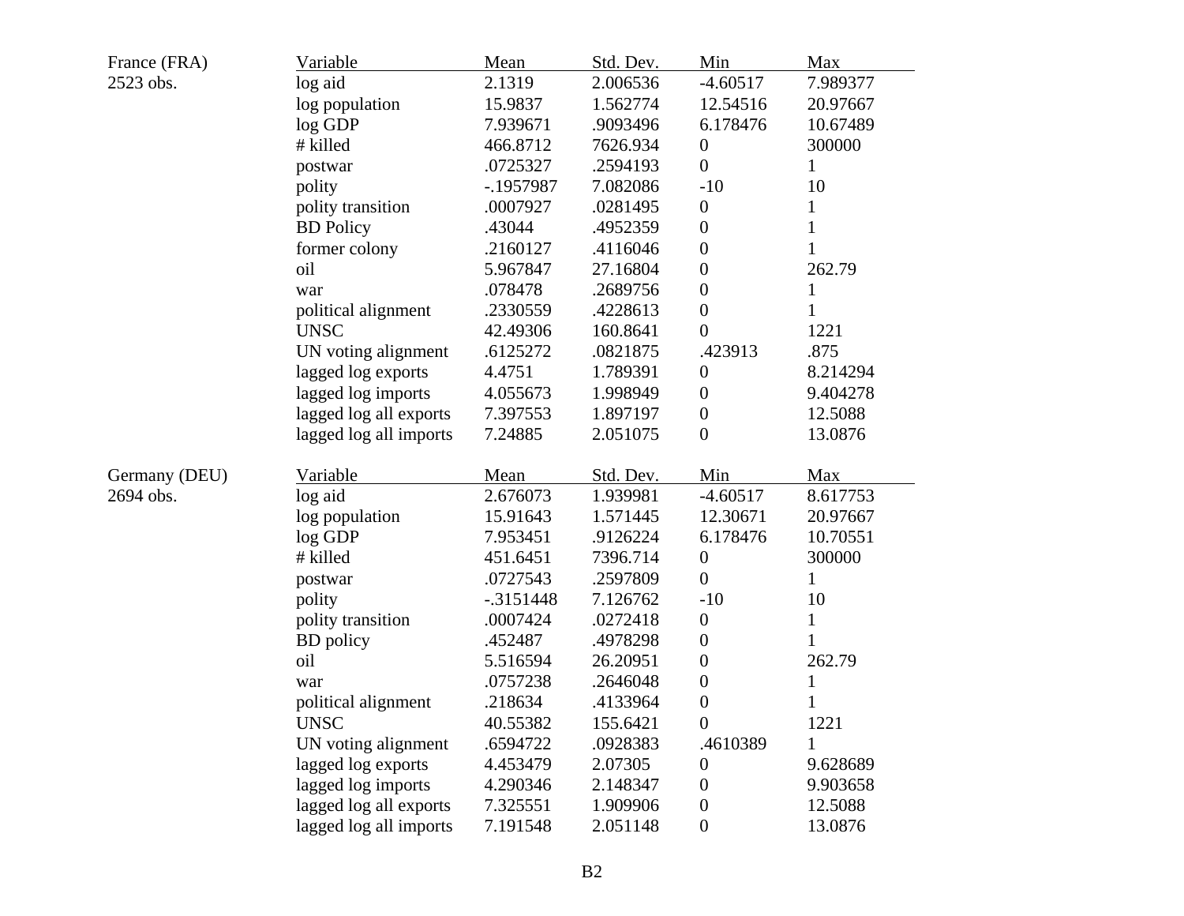| France (FRA) | Variable | Mean | Std. Dev. | Min | Max |
|---|---|---|---|---|---|
| 2523 obs. | log aid | 2.1319 | 2.006536 | -4.60517 | 7.989377 |
| | log population | 15.9837 | 1.562774 | 12.54516 | 20.97667 |
| | log GDP | 7.939671 | .9093496 | 6.178476 | 10.67489 |
| | # killed | 466.8712 | 7626.934 | 0 | 300000 |
| | postwar | .0725327 | .2594193 | 0 | 1 |
| | polity | -.1957987 | 7.082086 | -10 | 10 |
| | polity transition | .0007927 | .0281495 | 0 | 1 |
| | BD Policy | .43044 | .4952359 | 0 | 1 |
| | former colony | .2160127 | .4116046 | 0 | 1 |
| | oil | 5.967847 | 27.16804 | 0 | 262.79 |
| | war | .078478 | .2689756 | 0 | 1 |
| | political alignment | .2330559 | .4228613 | 0 | 1 |
| | UNSC | 42.49306 | 160.8641 | 0 | 1221 |
| | UN voting alignment | .6125272 | .0821875 | .423913 | .875 |
| | lagged log exports | 4.4751 | 1.789391 | 0 | 8.214294 |
| | lagged log imports | 4.055673 | 1.998949 | 0 | 9.404278 |
| | lagged log all exports | 7.397553 | 1.897197 | 0 | 12.5088 |
| | lagged log all imports | 7.24885 | 2.051075 | 0 | 13.0876 |

| Germany (DEU) | Variable | Mean | Std. Dev. | Min | Max |
|---|---|---|---|---|---|
| 2694 obs. | log aid | 2.676073 | 1.939981 | -4.60517 | 8.617753 |
| | log population | 15.91643 | 1.571445 | 12.30671 | 20.97667 |
| | log GDP | 7.953451 | .9126224 | 6.178476 | 10.70551 |
| | # killed | 451.6451 | 7396.714 | 0 | 300000 |
| | postwar | .0727543 | .2597809 | 0 | 1 |
| | polity | -.3151448 | 7.126762 | -10 | 10 |
| | polity transition | .0007424 | .0272418 | 0 | 1 |
| | BD policy | .452487 | .4978298 | 0 | 1 |
| | oil | 5.516594 | 26.20951 | 0 | 262.79 |
| | war | .0757238 | .2646048 | 0 | 1 |
| | political alignment | .218634 | .4133964 | 0 | 1 |
| | UNSC | 40.55382 | 155.6421 | 0 | 1221 |
| | UN voting alignment | .6594722 | .0928383 | .4610389 | 1 |
| | lagged log exports | 4.453479 | 2.07305 | 0 | 9.628689 |
| | lagged log imports | 4.290346 | 2.148347 | 0 | 9.903658 |
| | lagged log all exports | 7.325551 | 1.909906 | 0 | 12.5088 |
| | lagged log all imports | 7.191548 | 2.051148 | 0 | 13.0876 |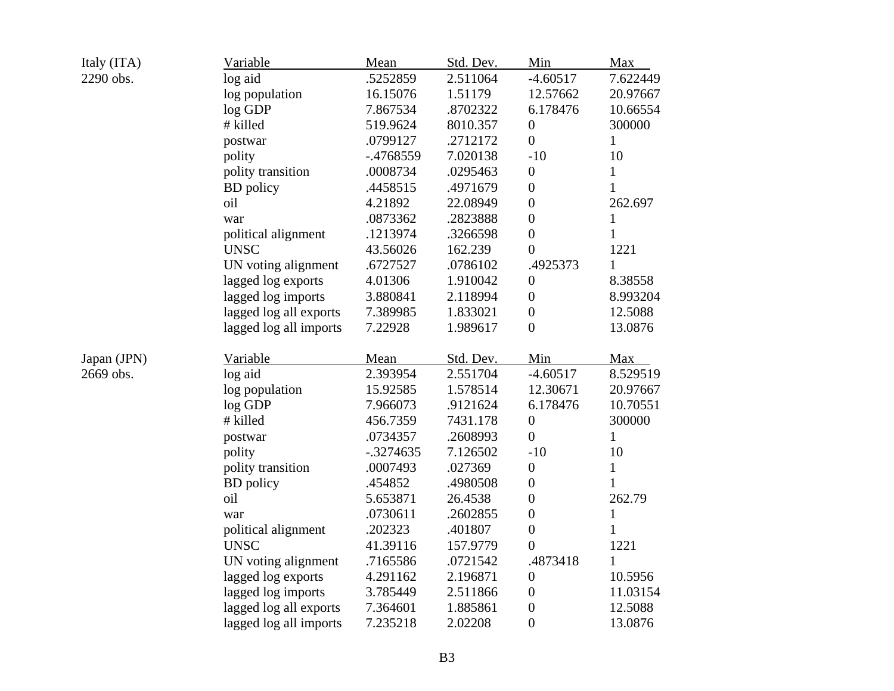Italy (ITA)
2290 obs.

| Variable | Mean | Std. Dev. | Min | Max |
|---|---|---|---|---|
| log aid | .5252859 | 2.511064 | -4.60517 | 7.622449 |
| log population | 16.15076 | 1.51179 | 12.57662 | 20.97667 |
| log GDP | 7.867534 | .8702322 | 6.178476 | 10.66554 |
| # killed | 519.9624 | 8010.357 | 0 | 300000 |
| postwar | .0799127 | .2712172 | 0 | 1 |
| polity | -.4768559 | 7.020138 | -10 | 10 |
| polity transition | .0008734 | .0295463 | 0 | 1 |
| BD policy | .4458515 | .4971679 | 0 | 1 |
| oil | 4.21892 | 22.08949 | 0 | 262.697 |
| war | .0873362 | .2823888 | 0 | 1 |
| political alignment | .1213974 | .3266598 | 0 | 1 |
| UNSC | 43.56026 | 162.239 | 0 | 1221 |
| UN voting alignment | .6727527 | .0786102 | .4925373 | 1 |
| lagged log exports | 4.01306 | 1.910042 | 0 | 8.38558 |
| lagged log imports | 3.880841 | 2.118994 | 0 | 8.993204 |
| lagged log all exports | 7.389985 | 1.833021 | 0 | 12.5088 |
| lagged log all imports | 7.22928 | 1.989617 | 0 | 13.0876 |

Japan (JPN)
2669 obs.

| Variable | Mean | Std. Dev. | Min | Max |
|---|---|---|---|---|
| log aid | 2.393954 | 2.551704 | -4.60517 | 8.529519 |
| log population | 15.92585 | 1.578514 | 12.30671 | 20.97667 |
| log GDP | 7.966073 | .9121624 | 6.178476 | 10.70551 |
| # killed | 456.7359 | 7431.178 | 0 | 300000 |
| postwar | .0734357 | .2608993 | 0 | 1 |
| polity | -.3274635 | 7.126502 | -10 | 10 |
| polity transition | .0007493 | .027369 | 0 | 1 |
| BD policy | .454852 | .4980508 | 0 | 1 |
| oil | 5.653871 | 26.4538 | 0 | 262.79 |
| war | .0730611 | .2602855 | 0 | 1 |
| political alignment | .202323 | .401807 | 0 | 1 |
| UNSC | 41.39116 | 157.9779 | 0 | 1221 |
| UN voting alignment | .7165586 | .0721542 | .4873418 | 1 |
| lagged log exports | 4.291162 | 2.196871 | 0 | 10.5956 |
| lagged log imports | 3.785449 | 2.511866 | 0 | 11.03154 |
| lagged log all exports | 7.364601 | 1.885861 | 0 | 12.5088 |
| lagged log all imports | 7.235218 | 2.02208 | 0 | 13.0876 |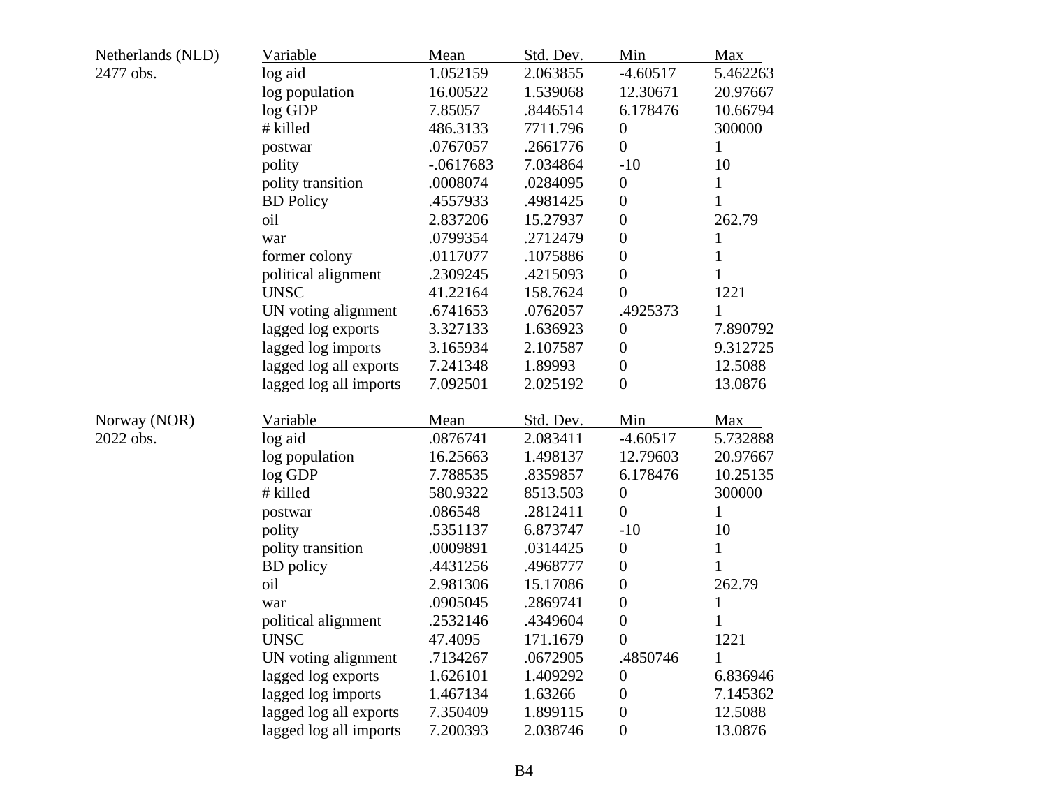| Netherlands (NLD) 2477 obs. | Variable | Mean | Std. Dev. | Min | Max |
|---|---|---|---|---|---|
| | log aid | 1.052159 | 2.063855 | -4.60517 | 5.462263 |
| | log population | 16.00522 | 1.539068 | 12.30671 | 20.97667 |
| | log GDP | 7.85057 | .8446514 | 6.178476 | 10.66794 |
| | # killed | 486.3133 | 7711.796 | 0 | 300000 |
| | postwar | .0767057 | .2661776 | 0 | 1 |
| | polity | -.0617683 | 7.034864 | -10 | 10 |
| | polity transition | .0008074 | .0284095 | 0 | 1 |
| | BD Policy | .4557933 | .4981425 | 0 | 1 |
| | oil | 2.837206 | 15.27937 | 0 | 262.79 |
| | war | .0799354 | .2712479 | 0 | 1 |
| | former colony | .0117077 | .1075886 | 0 | 1 |
| | political alignment | .2309245 | .4215093 | 0 | 1 |
| | UNSC | 41.22164 | 158.7624 | 0 | 1221 |
| | UN voting alignment | .6741653 | .0762057 | .4925373 | 1 |
| | lagged log exports | 3.327133 | 1.636923 | 0 | 7.890792 |
| | lagged log imports | 3.165934 | 2.107587 | 0 | 9.312725 |
| | lagged log all exports | 7.241348 | 1.89993 | 0 | 12.5088 |
| | lagged log all imports | 7.092501 | 2.025192 | 0 | 13.0876 |

| Norway (NOR) 2022 obs. | Variable | Mean | Std. Dev. | Min | Max |
|---|---|---|---|---|---|
| | log aid | .0876741 | 2.083411 | -4.60517 | 5.732888 |
| | log population | 16.25663 | 1.498137 | 12.79603 | 20.97667 |
| | log GDP | 7.788535 | .8359857 | 6.178476 | 10.25135 |
| | # killed | 580.9322 | 8513.503 | 0 | 300000 |
| | postwar | .086548 | .2812411 | 0 | 1 |
| | polity | .5351137 | 6.873747 | -10 | 10 |
| | polity transition | .0009891 | .0314425 | 0 | 1 |
| | BD policy | .4431256 | .4968777 | 0 | 1 |
| | oil | 2.981306 | 15.17086 | 0 | 262.79 |
| | war | .0905045 | .2869741 | 0 | 1 |
| | political alignment | .2532146 | .4349604 | 0 | 1 |
| | UNSC | 47.4095 | 171.1679 | 0 | 1221 |
| | UN voting alignment | .7134267 | .0672905 | .4850746 | 1 |
| | lagged log exports | 1.626101 | 1.409292 | 0 | 6.836946 |
| | lagged log imports | 1.467134 | 1.63266 | 0 | 7.145362 |
| | lagged log all exports | 7.350409 | 1.899115 | 0 | 12.5088 |
| | lagged log all imports | 7.200393 | 2.038746 | 0 | 13.0876 |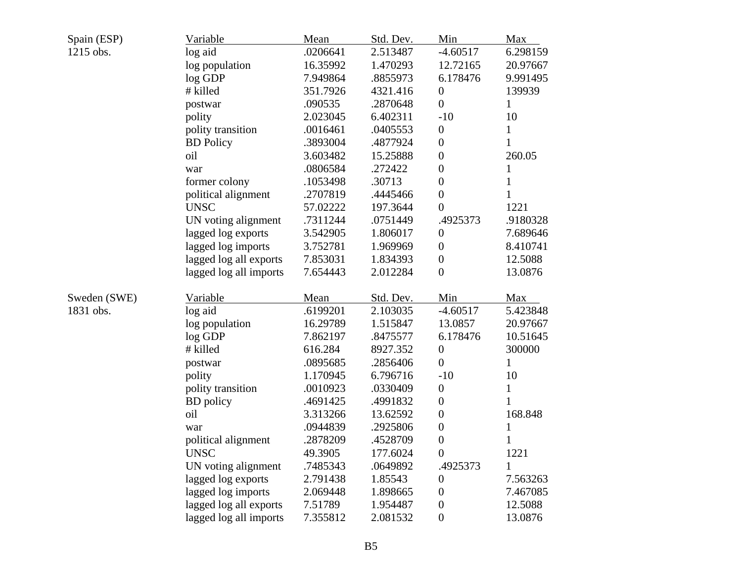Spain (ESP)
1215 obs.

| Variable | Mean | Std. Dev. | Min | Max |
|---|---|---|---|---|
| log aid | .0206641 | 2.513487 | -4.60517 | 6.298159 |
| log population | 16.35992 | 1.470293 | 12.72165 | 20.97667 |
| log GDP | 7.949864 | .8855973 | 6.178476 | 9.991495 |
| # killed | 351.7926 | 4321.416 | 0 | 139939 |
| postwar | .090535 | .2870648 | 0 | 1 |
| polity | 2.023045 | 6.402311 | -10 | 10 |
| polity transition | .0016461 | .0405553 | 0 | 1 |
| BD Policy | .3893004 | .4877924 | 0 | 1 |
| oil | 3.603482 | 15.25888 | 0 | 260.05 |
| war | .0806584 | .272422 | 0 | 1 |
| former colony | .1053498 | .30713 | 0 | 1 |
| political alignment | .2707819 | .4445466 | 0 | 1 |
| UNSC | 57.02222 | 197.3644 | 0 | 1221 |
| UN voting alignment | .7311244 | .0751449 | .4925373 | .9180328 |
| lagged log exports | 3.542905 | 1.806017 | 0 | 7.689646 |
| lagged log imports | 3.752781 | 1.969969 | 0 | 8.410741 |
| lagged log all exports | 7.853031 | 1.834393 | 0 | 12.5088 |
| lagged log all imports | 7.654443 | 2.012284 | 0 | 13.0876 |

Sweden (SWE)
1831 obs.

| Variable | Mean | Std. Dev. | Min | Max |
|---|---|---|---|---|
| log aid | .6199201 | 2.103035 | -4.60517 | 5.423848 |
| log population | 16.29789 | 1.515847 | 13.0857 | 20.97667 |
| log GDP | 7.862197 | .8475577 | 6.178476 | 10.51645 |
| # killed | 616.284 | 8927.352 | 0 | 300000 |
| postwar | .0895685 | .2856406 | 0 | 1 |
| polity | 1.170945 | 6.796716 | -10 | 10 |
| polity transition | .0010923 | .0330409 | 0 | 1 |
| BD policy | .4691425 | .4991832 | 0 | 1 |
| oil | 3.313266 | 13.62592 | 0 | 168.848 |
| war | .0944839 | .2925806 | 0 | 1 |
| political alignment | .2878209 | .4528709 | 0 | 1 |
| UNSC | 49.3905 | 177.6024 | 0 | 1221 |
| UN voting alignment | .7485343 | .0649892 | .4925373 | 1 |
| lagged log exports | 2.791438 | 1.85543 | 0 | 7.563263 |
| lagged log imports | 2.069448 | 1.898665 | 0 | 7.467085 |
| lagged log all exports | 7.51789 | 1.954487 | 0 | 12.5088 |
| lagged log all imports | 7.355812 | 2.081532 | 0 | 13.0876 |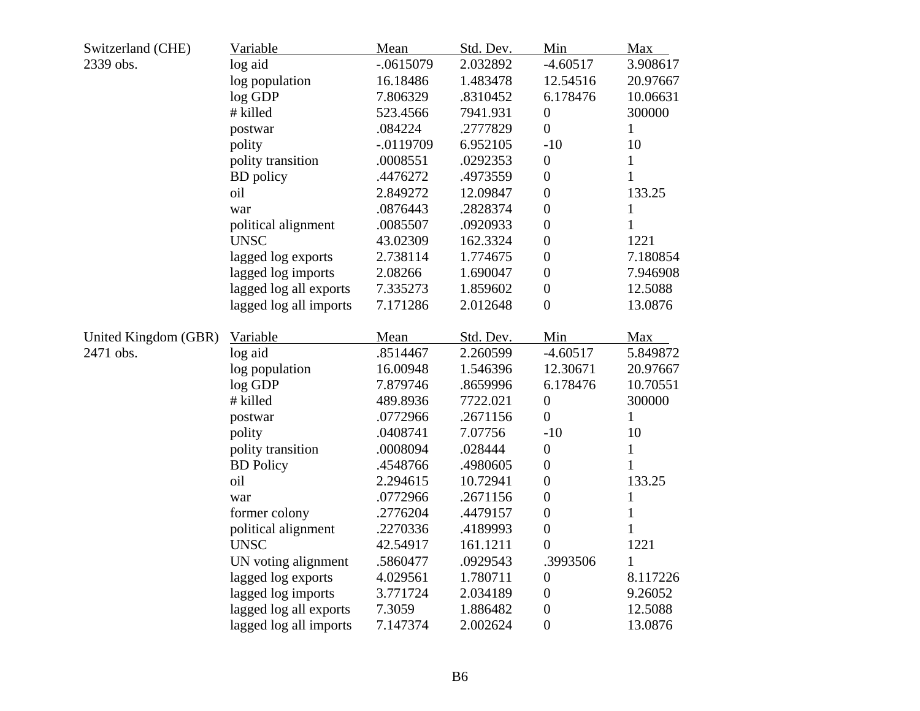| Switzerland (CHE) 2339 obs. | Variable | Mean | Std. Dev. | Min | Max |
|---|---|---|---|---|---|
| | log aid | -.0615079 | 2.032892 | -4.60517 | 3.908617 |
| | log population | 16.18486 | 1.483478 | 12.54516 | 20.97667 |
| | log GDP | 7.806329 | .8310452 | 6.178476 | 10.06631 |
| | # killed | 523.4566 | 7941.931 | 0 | 300000 |
| | postwar | .084224 | .2777829 | 0 | 1 |
| | polity | -.0119709 | 6.952105 | -10 | 10 |
| | polity transition | .0008551 | .0292353 | 0 | 1 |
| | BD policy | .4476272 | .4973559 | 0 | 1 |
| | oil | 2.849272 | 12.09847 | 0 | 133.25 |
| | war | .0876443 | .2828374 | 0 | 1 |
| | political alignment | .0085507 | .0920933 | 0 | 1 |
| | UNSC | 43.02309 | 162.3324 | 0 | 1221 |
| | lagged log exports | 2.738114 | 1.774675 | 0 | 7.180854 |
| | lagged log imports | 2.08266 | 1.690047 | 0 | 7.946908 |
| | lagged log all exports | 7.335273 | 1.859602 | 0 | 12.5088 |
| | lagged log all imports | 7.171286 | 2.012648 | 0 | 13.0876 |

| United Kingdom (GBR) 2471 obs. | Variable | Mean | Std. Dev. | Min | Max |
|---|---|---|---|---|---|
| | log aid | .8514467 | 2.260599 | -4.60517 | 5.849872 |
| | log population | 16.00948 | 1.546396 | 12.30671 | 20.97667 |
| | log GDP | 7.879746 | .8659996 | 6.178476 | 10.70551 |
| | # killed | 489.8936 | 7722.021 | 0 | 300000 |
| | postwar | .0772966 | .2671156 | 0 | 1 |
| | polity | .0408741 | 7.07756 | -10 | 10 |
| | polity transition | .0008094 | .028444 | 0 | 1 |
| | BD Policy | .4548766 | .4980605 | 0 | 1 |
| | oil | 2.294615 | 10.72941 | 0 | 133.25 |
| | war | .0772966 | .2671156 | 0 | 1 |
| | former colony | .2776204 | .4479157 | 0 | 1 |
| | political alignment | .2270336 | .4189993 | 0 | 1 |
| | UNSC | 42.54917 | 161.1211 | 0 | 1221 |
| | UN voting alignment | .5860477 | .0929543 | .3993506 | 1 |
| | lagged log exports | 4.029561 | 1.780711 | 0 | 8.117226 |
| | lagged log imports | 3.771724 | 2.034189 | 0 | 9.26052 |
| | lagged log all exports | 7.3059 | 1.886482 | 0 | 12.5088 |
| | lagged log all imports | 7.147374 | 2.002624 | 0 | 13.0876 |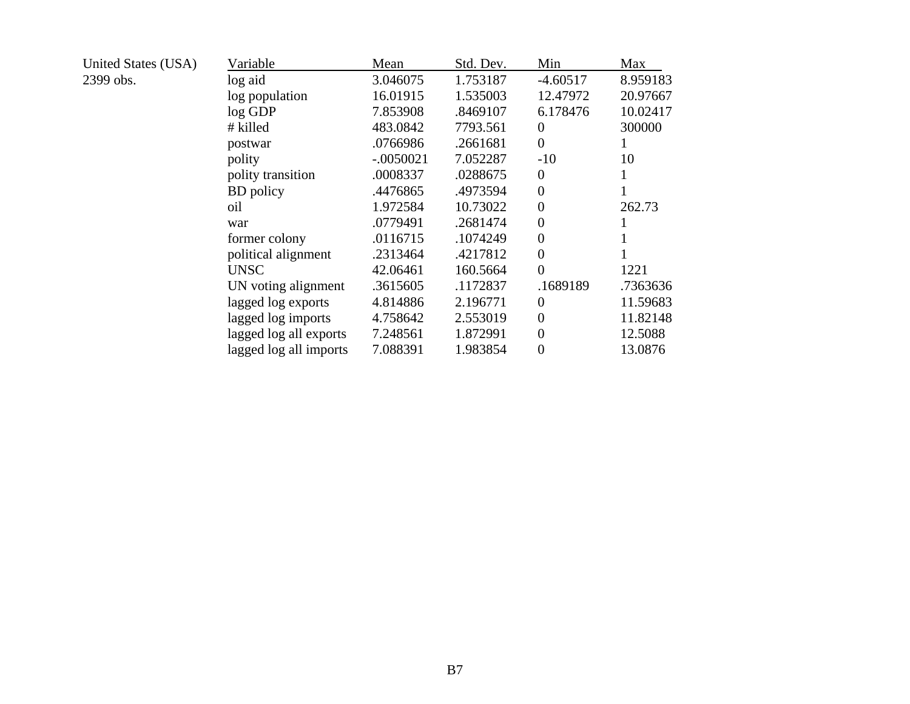United States (USA)
2399 obs.

| Variable | Mean | Std. Dev. | Min | Max |
|---|---|---|---|---|
| log aid | 3.046075 | 1.753187 | -4.60517 | 8.959183 |
| log population | 16.01915 | 1.535003 | 12.47972 | 20.97667 |
| log GDP | 7.853908 | .8469107 | 6.178476 | 10.02417 |
| # killed | 483.0842 | 7793.561 | 0 | 300000 |
| postwar | .0766986 | .2661681 | 0 | 1 |
| polity | -.0050021 | 7.052287 | -10 | 10 |
| polity transition | .0008337 | .0288675 | 0 | 1 |
| BD policy | .4476865 | .4973594 | 0 | 1 |
| oil | 1.972584 | 10.73022 | 0 | 262.73 |
| war | .0779491 | .2681474 | 0 | 1 |
| former colony | .0116715 | .1074249 | 0 | 1 |
| political alignment | .2313464 | .4217812 | 0 | 1 |
| UNSC | 42.06461 | 160.5664 | 0 | 1221 |
| UN voting alignment | .3615605 | .1172837 | .1689189 | .7363636 |
| lagged log exports | 4.814886 | 2.196771 | 0 | 11.59683 |
| lagged log imports | 4.758642 | 2.553019 | 0 | 11.82148 |
| lagged log all exports | 7.248561 | 1.872991 | 0 | 12.5088 |
| lagged log all imports | 7.088391 | 1.983854 | 0 | 13.0876 |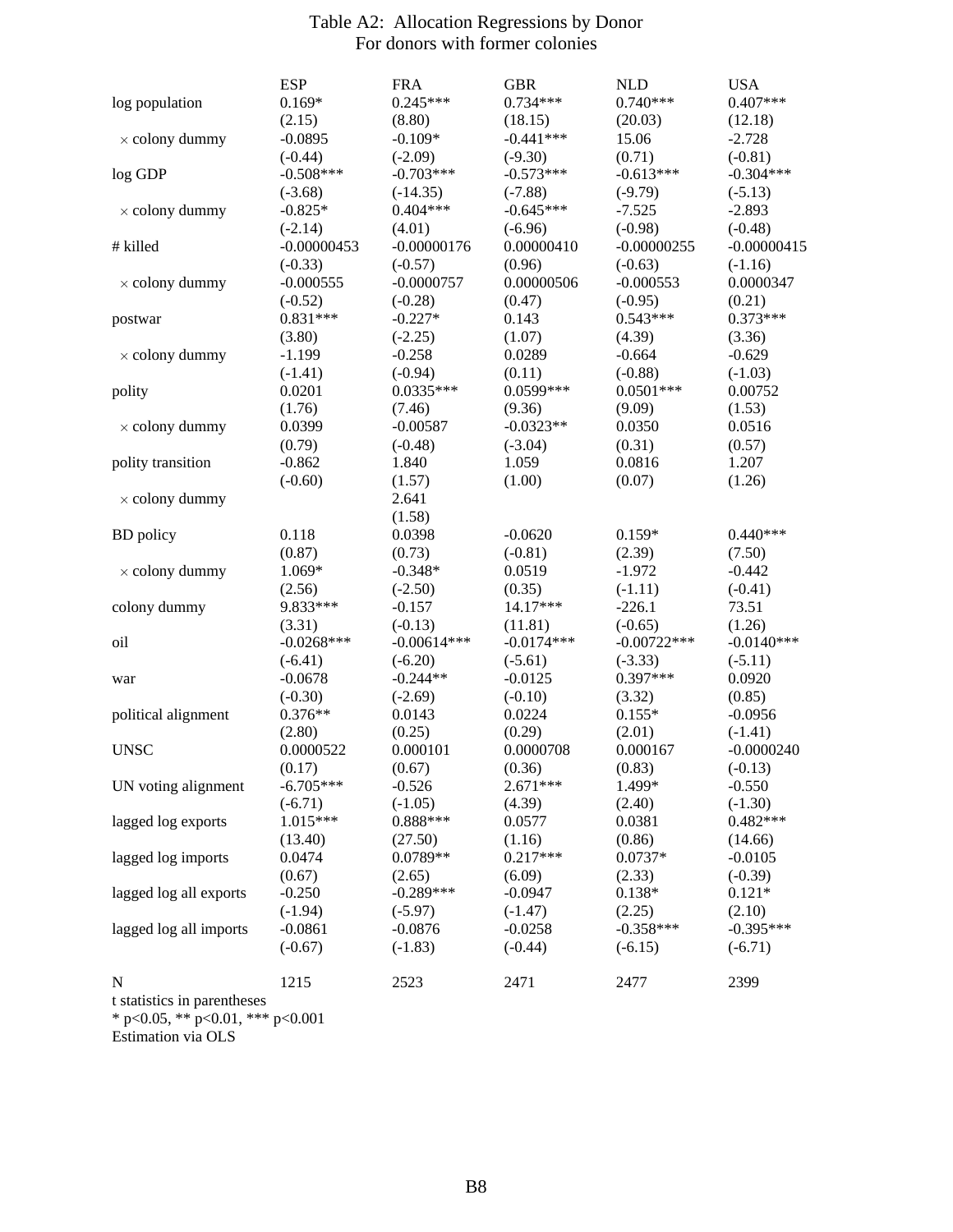# Table A2: Allocation Regressions by Donor
## For donors with former colonies

| | ESP | FRA | GBR | NLD | USA |
|---|---|---|---|---|---|
| log population | 0.169* | 0.245*** | 0.734*** | 0.740*** | 0.407*** |
| | (2.15) | (8.80) | (18.15) | (20.03) | (12.18) |
| × colony dummy | -0.0895 | -0.109* | -0.441*** | 15.06 | -2.728 |
| | (-0.44) | (-2.09) | (-9.30) | (0.71) | (-0.81) |
| log GDP | -0.508*** | -0.703*** | -0.573*** | -0.613*** | -0.304*** |
| | (-3.68) | (-14.35) | (-7.88) | (-9.79) | (-5.13) |
| × colony dummy | -0.825* | 0.404*** | -0.645*** | -7.525 | -2.893 |
| | (-2.14) | (4.01) | (-6.96) | (-0.98) | (-0.48) |
| # killed | -0.00000453 | -0.00000176 | 0.00000410 | -0.00000255 | -0.00000415 |
| | (-0.33) | (-0.57) | (0.96) | (-0.63) | (-1.16) |
| × colony dummy | -0.000555 | -0.0000757 | 0.00000506 | -0.000553 | 0.0000347 |
| | (-0.52) | (-0.28) | (0.47) | (-0.95) | (0.21) |
| postwar | 0.831*** | -0.227* | 0.143 | 0.543*** | 0.373*** |
| | (3.80) | (-2.25) | (1.07) | (4.39) | (3.36) |
| × colony dummy | -1.199 | -0.258 | 0.0289 | -0.664 | -0.629 |
| | (-1.41) | (-0.94) | (0.11) | (-0.88) | (-1.03) |
| polity | 0.0201 | 0.0335*** | 0.0599*** | 0.0501*** | 0.00752 |
| | (1.76) | (7.46) | (9.36) | (9.09) | (1.53) |
| × colony dummy | 0.0399 | -0.00587 | -0.0323** | 0.0350 | 0.0516 |
| | (0.79) | (-0.48) | (-3.04) | (0.31) | (0.57) |
| polity transition | -0.862 | 1.840 | 1.059 | 0.0816 | 1.207 |
| | (-0.60) | (1.57) | (1.00) | (0.07) | (1.26) |
| × colony dummy | | 2.641 | | | |
| | | (1.58) | | | |
| BD policy | 0.118 | 0.0398 | -0.0620 | 0.159* | 0.440*** |
| | (0.87) | (0.73) | (-0.81) | (2.39) | (7.50) |
| × colony dummy | 1.069* | -0.348* | 0.0519 | -1.972 | -0.442 |
| | (2.56) | (-2.50) | (0.35) | (-1.11) | (-0.41) |
| colony dummy | 9.833*** | -0.157 | 14.17*** | -226.1 | 73.51 |
| | (3.31) | (-0.13) | (11.81) | (-0.65) | (1.26) |
| oil | -0.0268*** | -0.00614*** | -0.0174*** | -0.00722*** | -0.0140*** |
| | (-6.41) | (-6.20) | (-5.61) | (-3.33) | (-5.11) |
| war | -0.0678 | -0.244** | -0.0125 | 0.397*** | 0.0920 |
| | (-0.30) | (-2.69) | (-0.10) | (3.32) | (0.85) |
| political alignment | 0.376** | 0.0143 | 0.0224 | 0.155* | -0.0956 |
| | (2.80) | (0.25) | (0.29) | (2.01) | (-1.41) |
| UNSC | 0.0000522 | 0.000101 | 0.0000708 | 0.000167 | -0.0000240 |
| | (0.17) | (0.67) | (0.36) | (0.83) | (-0.13) |
| UN voting alignment | -6.705*** | -0.526 | 2.671*** | 1.499* | -0.550 |
| | (-6.71) | (-1.05) | (4.39) | (2.40) | (-1.30) |
| lagged log exports | 1.015*** | 0.888*** | 0.0577 | 0.0381 | 0.482*** |
| | (13.40) | (27.50) | (1.16) | (0.86) | (14.66) |
| lagged log imports | 0.0474 | 0.0789** | 0.217*** | 0.0737* | -0.0105 |
| | (0.67) | (2.65) | (6.09) | (2.33) | (-0.39) |
| lagged log all exports | -0.250 | -0.289*** | -0.0947 | 0.138* | 0.121* |
| | (-1.94) | (-5.97) | (-1.47) | (2.25) | (2.10) |
| lagged log all imports | -0.0861 | -0.0876 | -0.0258 | -0.358*** | -0.395*** |
| | (-0.67) | (-1.83) | (-0.44) | (-6.15) | (-6.71) |
| N | 1215 | 2523 | 2471 | 2477 | 2399 |

t statistics in parentheses
* p<0.05, ** p<0.01, *** p<0.001
Estimation via OLS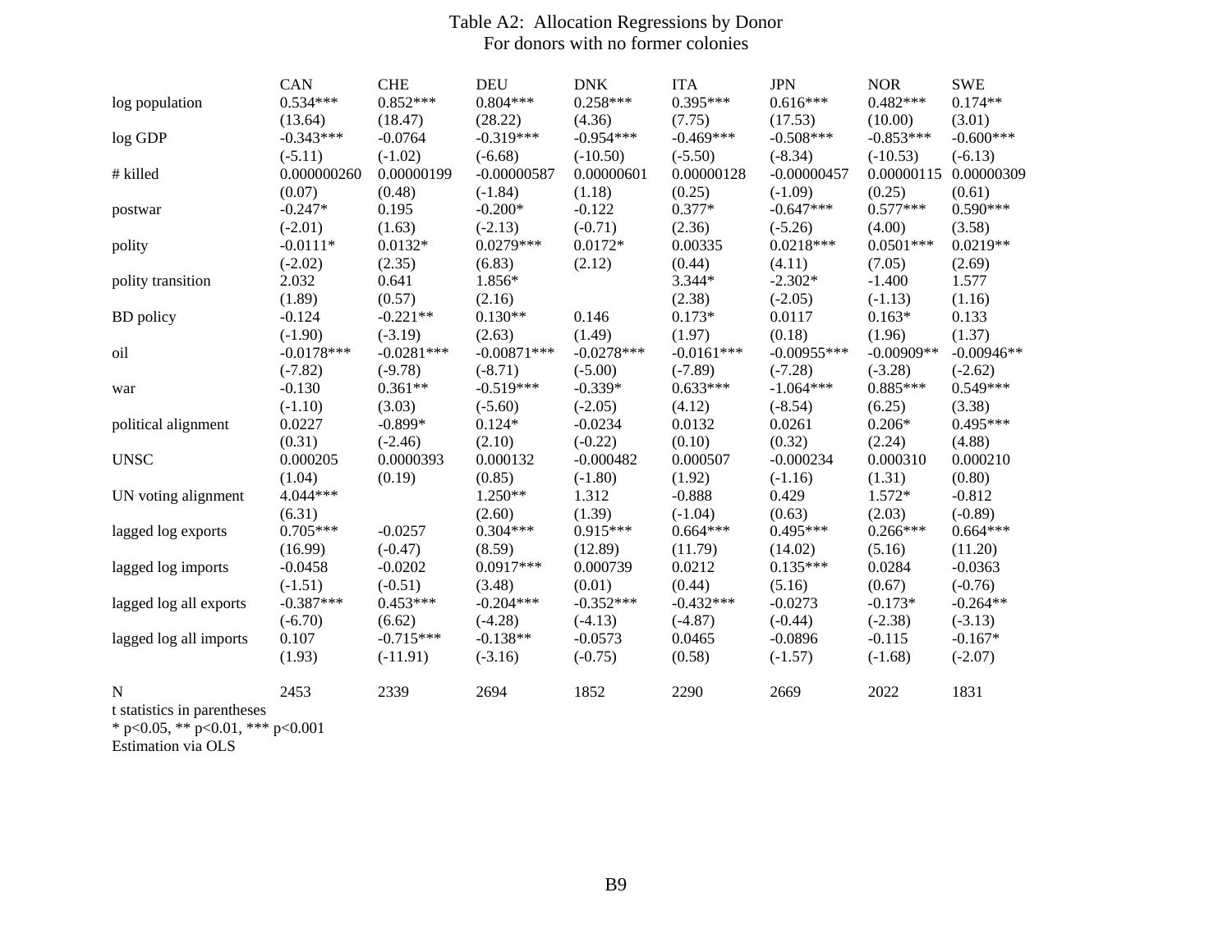# Table A2: Allocation Regressions by Donor

For donors with no former colonies

| | CAN | CHE | DEU | DNK | ITA | JPN | NOR | SWE |
|---|---|---|---|---|---|---|---|---|
| log population | 0.534*** | 0.852*** | 0.804*** | 0.258*** | 0.395*** | 0.616*** | 0.482*** | 0.174** |
| | (13.64) | (18.47) | (28.22) | (4.36) | (7.75) | (17.53) | (10.00) | (3.01) |
| log GDP | -0.343*** | -0.0764 | -0.319*** | -0.954*** | -0.469*** | -0.508*** | -0.853*** | -0.600*** |
| | (-5.11) | (-1.02) | (-6.68) | (-10.50) | (-5.50) | (-8.34) | (-10.53) | (-6.13) |
| # killed | 0.000000260 | 0.00000199 | -0.00000587 | 0.00000601 | 0.00000128 | -0.00000457 | 0.00000115 | 0.00000309 |
| | (0.07) | (0.48) | (-1.84) | (1.18) | (0.25) | (-1.09) | (0.25) | (0.61) |
| postwar | -0.247* | 0.195 | -0.200* | -0.122 | 0.377* | -0.647*** | 0.577*** | 0.590*** |
| | (-2.01) | (1.63) | (-2.13) | (-0.71) | (2.36) | (-5.26) | (4.00) | (3.58) |
| polity | -0.0111* | 0.0132* | 0.0279*** | 0.0172* | 0.00335 | 0.0218*** | 0.0501*** | 0.0219** |
| | (-2.02) | (2.35) | (6.83) | (2.12) | (0.44) | (4.11) | (7.05) | (2.69) |
| polity transition | 2.032 | 0.641 | 1.856* | | 3.344* | -2.302* | -1.400 | 1.577 |
| | (1.89) | (0.57) | (2.16) | | (2.38) | (-2.05) | (-1.13) | (1.16) |
| BD policy | -0.124 | -0.221** | 0.130** | 0.146 | 0.173* | 0.0117 | 0.163* | 0.133 |
| | (-1.90) | (-3.19) | (2.63) | (1.49) | (1.97) | (0.18) | (1.96) | (1.37) |
| oil | -0.0178*** | -0.0281*** | -0.00871*** | -0.0278*** | -0.0161*** | -0.00955*** | -0.00909** | -0.00946** |
| | (-7.82) | (-9.78) | (-8.71) | (-5.00) | (-7.89) | (-7.28) | (-3.28) | (-2.62) |
| war | -0.130 | 0.361** | -0.519*** | -0.339* | 0.633*** | -1.064*** | 0.885*** | 0.549*** |
| | (-1.10) | (3.03) | (-5.60) | (-2.05) | (4.12) | (-8.54) | (6.25) | (3.38) |
| political alignment | 0.0227 | -0.899* | 0.124* | -0.0234 | 0.0132 | 0.0261 | 0.206* | 0.495*** |
| | (0.31) | (-2.46) | (2.10) | (-0.22) | (0.10) | (0.32) | (2.24) | (4.88) |
| UNSC | 0.000205 | 0.0000393 | 0.000132 | -0.000482 | 0.000507 | -0.000234 | 0.000310 | 0.000210 |
| | (1.04) | (0.19) | (0.85) | (-1.80) | (1.92) | (-1.16) | (1.31) | (0.80) |
| UN voting alignment | 4.044*** | | 1.250** | 1.312 | -0.888 | 0.429 | 1.572* | -0.812 |
| | (6.31) | | (2.60) | (1.39) | (-1.04) | (0.63) | (2.03) | (-0.89) |
| lagged log exports | 0.705*** | -0.0257 | 0.304*** | 0.915*** | 0.664*** | 0.495*** | 0.266*** | 0.664*** |
| | (16.99) | (-0.47) | (8.59) | (12.89) | (11.79) | (14.02) | (5.16) | (11.20) |
| lagged log imports | -0.0458 | -0.0202 | 0.0917*** | 0.000739 | 0.0212 | 0.135*** | 0.0284 | -0.0363 |
| | (-1.51) | (-0.51) | (3.48) | (0.01) | (0.44) | (5.16) | (0.67) | (-0.76) |
| lagged log all exports | -0.387*** | 0.453*** | -0.204*** | -0.352*** | -0.432*** | -0.0273 | -0.173* | -0.264** |
| | (-6.70) | (6.62) | (-4.28) | (-4.13) | (-4.87) | (-0.44) | (-2.38) | (-3.13) |
| lagged log all imports | 0.107 | -0.715*** | -0.138** | -0.0573 | 0.0465 | -0.0896 | -0.115 | -0.167* |
| | (1.93) | (-11.91) | (-3.16) | (-0.75) | (0.58) | (-1.57) | (-1.68) | (-2.07) |
| N | 2453 | 2339 | 2694 | 1852 | 2290 | 2669 | 2022 | 1831 |

t statistics in parentheses

* p<0.05, ** p<0.01, *** p<0.001

Estimation via OLS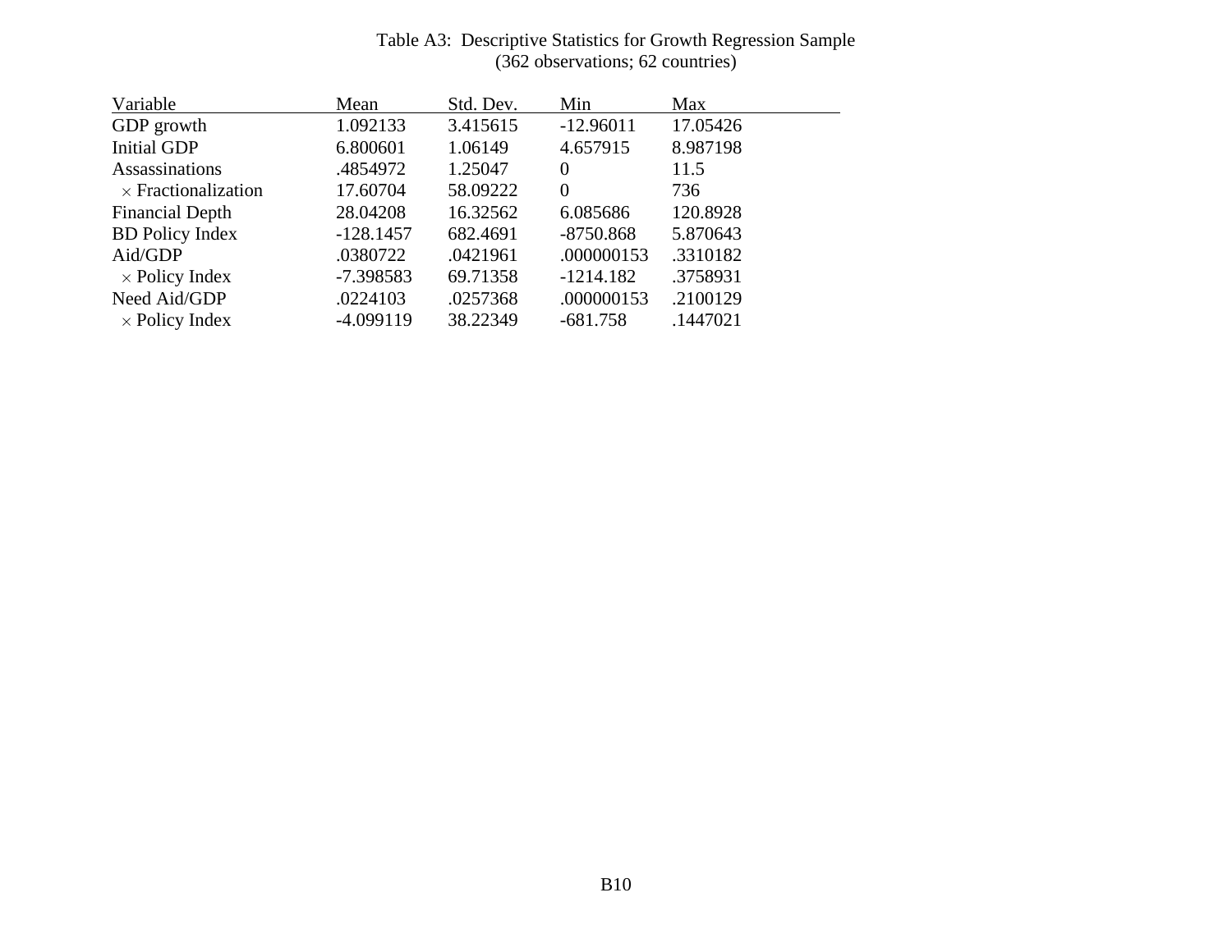Table A3: Descriptive Statistics for Growth Regression Sample
(362 observations; 62 countries)

| Variable | Mean | Std. Dev. | Min | Max |
|---|---|---|---|---|
| GDP growth | 1.092133 | 3.415615 | -12.96011 | 17.05426 |
| Initial GDP | 6.800601 | 1.06149 | 4.657915 | 8.987198 |
| Assassinations | .4854972 | 1.25047 | 0 | 11.5 |
| $\times$ Fractionalization | 17.60704 | 58.09222 | 0 | 736 |
| Financial Depth | 28.04208 | 16.32562 | 6.085686 | 120.8928 |
| BD Policy Index | -128.1457 | 682.4691 | -8750.868 | 5.870643 |
| Aid/GDP | .0380722 | .0421961 | .000000153 | .3310182 |
| $\times$ Policy Index | -7.398583 | 69.71358 | -1214.182 | .3758931 |
| Need Aid/GDP | .0224103 | .0257368 | .000000153 | .2100129 |
| $\times$ Policy Index | -4.099119 | 38.22349 | -681.758 | .1447021 |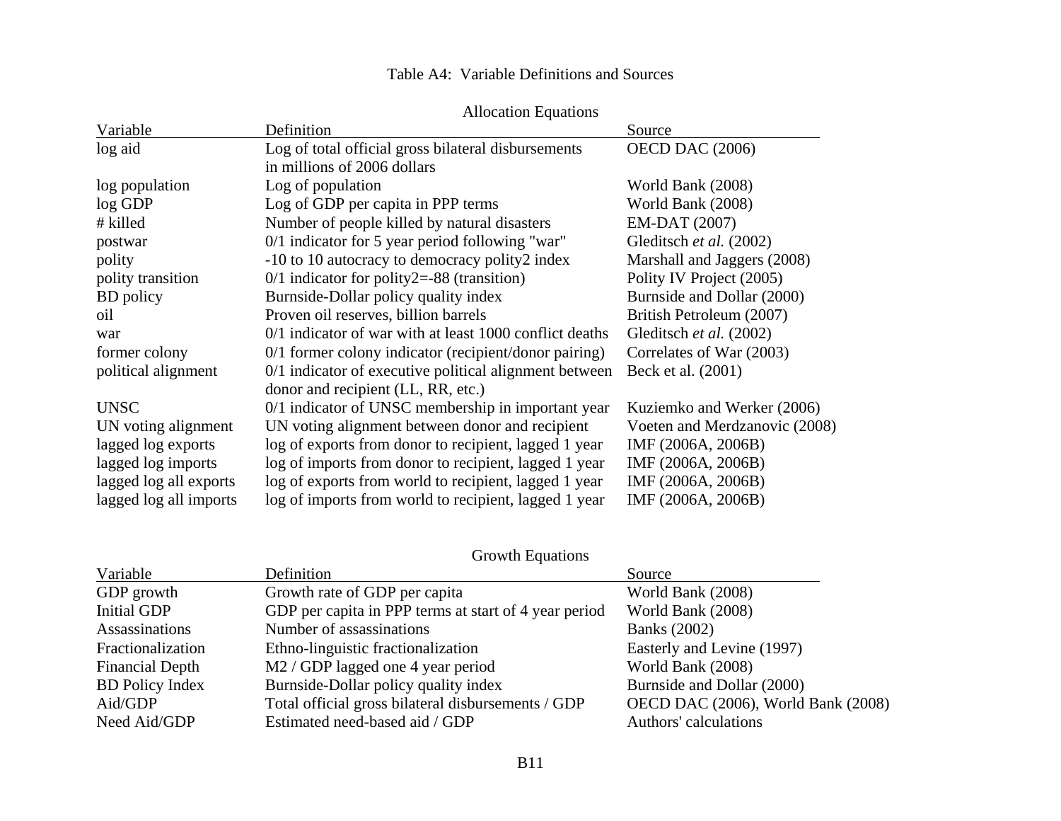Table A4: Variable Definitions and Sources

Allocation Equations

| Variable | Definition | Source |
|---|---|---|
| log aid | Log of total official gross bilateral disbursements in millions of 2006 dollars | OECD DAC (2006) |
| log population | Log of population | World Bank (2008) |
| log GDP | Log of GDP per capita in PPP terms | World Bank (2008) |
| # killed | Number of people killed by natural disasters | EM-DAT (2007) |
| postwar | 0/1 indicator for 5 year period following "war" | Gleditsch *et al.* (2002) |
| polity | -10 to 10 autocracy to democracy polity2 index | Marshall and Jaggers (2008) |
| polity transition | 0/1 indicator for polity2=-88 (transition) | Polity IV Project (2005) |
| BD policy | Burnside-Dollar policy quality index | Burnside and Dollar (2000) |
| oil | Proven oil reserves, billion barrels | British Petroleum (2007) |
| war | 0/1 indicator of war with at least 1000 conflict deaths | Gleditsch *et al.* (2002) |
| former colony | 0/1 former colony indicator (recipient/donor pairing) | Correlates of War (2003) |
| political alignment | 0/1 indicator of executive political alignment between donor and recipient (LL, RR, etc.) | Beck et al. (2001) |
| UNSC | 0/1 indicator of UNSC membership in important year | Kuziemko and Werker (2006) |
| UN voting alignment | UN voting alignment between donor and recipient | Voeten and Merdzanovic (2008) |
| lagged log exports | log of exports from donor to recipient, lagged 1 year | IMF (2006A, 2006B) |
| lagged log imports | log of imports from donor to recipient, lagged 1 year | IMF (2006A, 2006B) |
| lagged log all exports | log of exports from world to recipient, lagged 1 year | IMF (2006A, 2006B) |
| lagged log all imports | log of imports from world to recipient, lagged 1 year | IMF (2006A, 2006B) |

Growth Equations

| Variable | Definition | Source |
|---|---|---|
| GDP growth | Growth rate of GDP per capita | World Bank (2008) |
| Initial GDP | GDP per capita in PPP terms at start of 4 year period | World Bank (2008) |
| Assassinations | Number of assassinations | Banks (2002) |
| Fractionalization | Ethno-linguistic fractionalization | Easterly and Levine (1997) |
| Financial Depth | M2 / GDP lagged one 4 year period | World Bank (2008) |
| BD Policy Index | Burnside-Dollar policy quality index | Burnside and Dollar (2000) |
| Aid/GDP | Total official gross bilateral disbursements / GDP | OECD DAC (2006), World Bank (2008) |
| Need Aid/GDP | Estimated need-based aid / GDP | Authors' calculations |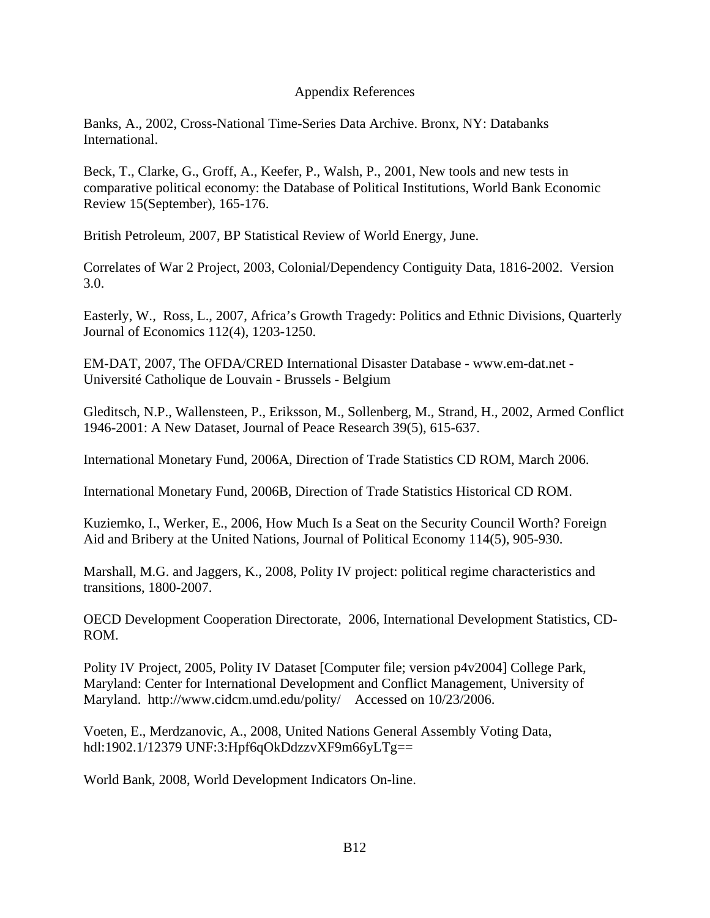## Appendix References

Banks, A., 2002, Cross-National Time-Series Data Archive. Bronx, NY: Databanks International.

Beck, T., Clarke, G., Groff, A., Keefer, P., Walsh, P., 2001, New tools and new tests in comparative political economy: the Database of Political Institutions, World Bank Economic Review 15(September), 165-176.

British Petroleum, 2007, BP Statistical Review of World Energy, June.

Correlates of War 2 Project, 2003, Colonial/Dependency Contiguity Data, 1816-2002. Version 3.0.

Easterly, W., Ross, L., 2007, Africa's Growth Tragedy: Politics and Ethnic Divisions, Quarterly Journal of Economics 112(4), 1203-1250.

EM-DAT, 2007, The OFDA/CRED International Disaster Database - www.em-dat.net - Université Catholique de Louvain - Brussels - Belgium

Gleditsch, N.P., Wallensteen, P., Eriksson, M., Sollenberg, M., Strand, H., 2002, Armed Conflict 1946-2001: A New Dataset, Journal of Peace Research 39(5), 615-637.

International Monetary Fund, 2006A, Direction of Trade Statistics CD ROM, March 2006.

International Monetary Fund, 2006B, Direction of Trade Statistics Historical CD ROM.

Kuziemko, I., Werker, E., 2006, How Much Is a Seat on the Security Council Worth? Foreign Aid and Bribery at the United Nations, Journal of Political Economy 114(5), 905-930.

Marshall, M.G. and Jaggers, K., 2008, Polity IV project: political regime characteristics and transitions, 1800-2007.

OECD Development Cooperation Directorate, 2006, International Development Statistics, CD-ROM.

Polity IV Project, 2005, Polity IV Dataset [Computer file; version p4v2004] College Park, Maryland: Center for International Development and Conflict Management, University of Maryland. http://www.cidcm.umd.edu/polity/ Accessed on 10/23/2006.

Voeten, E., Merdzanovic, A., 2008, United Nations General Assembly Voting Data, hdl:1902.1/12379 UNF:3:Hpf6qOkDdzzvXF9m66yLTg==

World Bank, 2008, World Development Indicators On-line.